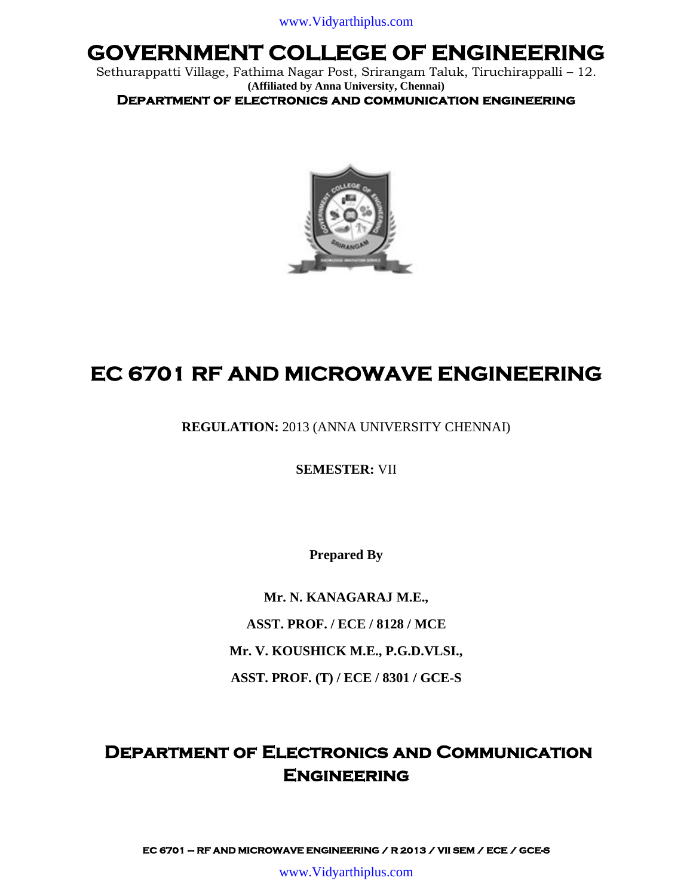# GOVERNMENT COLLEGE OF ENGINEERING

Sethurappatti Village, Fathima Nagar Post, Srirangam Taluk, Tiruchirappalli – 12.

**(Affiliated by Anna University, Chennai)**

**DEPARTMENT OF ELECTRONICS AND COMMUNICATION ENGINEERING**

# EC 6701 RF AND MICROWAVE ENGINEERING

**REGULATION:** 2013 (ANNA UNIVERSITY CHENNAI)

**SEMESTER:** VII

**Prepared By**

**Mr. N. KANAGARAJ M.E.,**

**ASST. PROF. / ECE / 8128 / MCE**

**Mr. V. KOUSHICK M.E., P.G.D.VLSI.,**

**ASST. PROF. (T) / ECE / 8301 / GCE-S**

## DEPARTMENT OF ELECTRONICS AND COMMUNICATION ENGINEERING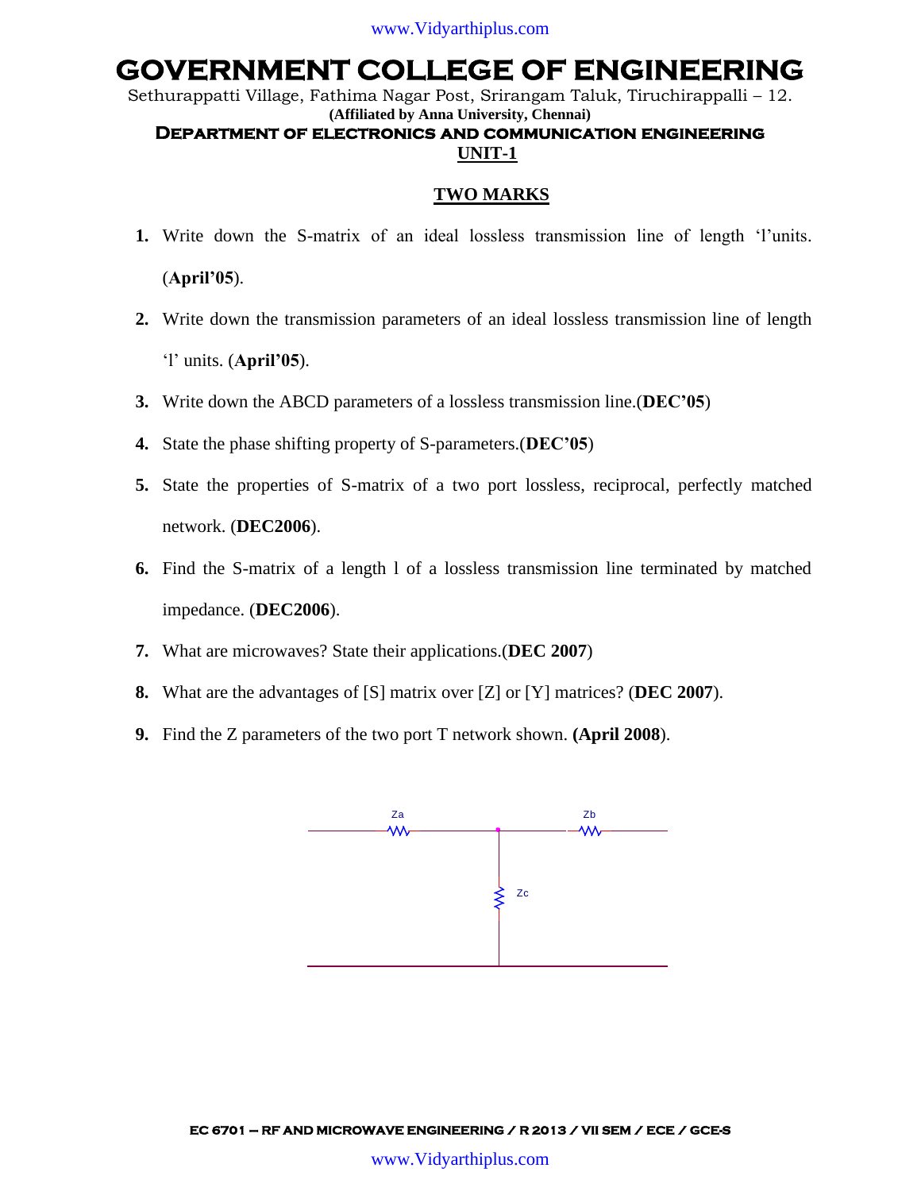# GOVERNMENT COLLEGE OF ENGINEERING

Sethurappatti Village, Fathima Nagar Post, Srirangam Taluk, Tiruchirappalli – 12.

**(Affiliated by Anna University, Chennai)**

**DEPARTMENT OF ELECTRONICS AND COMMUNICATION ENGINEERING**

**UNIT-1**

## TWO MARKS

1. Write down the S-matrix of an ideal lossless transmission line of length 'l'units. (**April'05**).
2. Write down the transmission parameters of an ideal lossless transmission line of length 'l' units. (**April'05**).
3. Write down the ABCD parameters of a lossless transmission line.(**DEC'05**)
4. State the phase shifting property of S-parameters.(**DEC'05**)
5. State the properties of S-matrix of a two port lossless, reciprocal, perfectly matched network. (**DEC2006**).
6. Find the S-matrix of a length l of a lossless transmission line terminated by matched impedance. (**DEC2006**).
7. What are microwaves? State their applications.(**DEC 2007**)
8. What are the advantages of [S] matrix over [Z] or [Y] matrices? (**DEC 2007**).
9. Find the Z parameters of the two port T network shown. **(April 2008**).

Za Zb Zc

**EC 6701 – RF AND MICROWAVE ENGINEERING / R 2013 / VII SEM / ECE / GCE-S**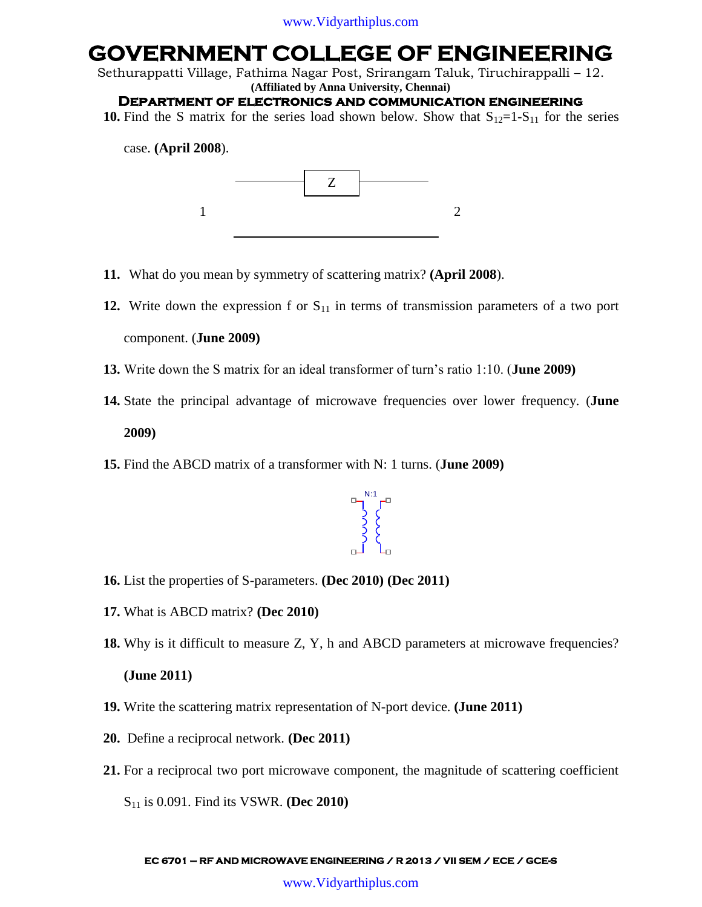10. Find the S matrix for the series load shown below. Show that $S_{12}=1-S_{11}$ for the series case. **(April 2008)**.

11. What do you mean by symmetry of scattering matrix? **(April 2008)**.

12. Write down the expression f or $S_{11}$ in terms of transmission parameters of a two port component. (**June 2009)**

13. Write down the S matrix for an ideal transformer of turn's ratio 1:10. (**June 2009)**

14. State the principal advantage of microwave frequencies over lower frequency. (**June 2009)**

15. Find the ABCD matrix of a transformer with N: 1 turns. (**June 2009)**

16. List the properties of S-parameters. **(Dec 2010) (Dec 2011)**

17. What is ABCD matrix? **(Dec 2010)**

18. Why is it difficult to measure Z, Y, h and ABCD parameters at microwave frequencies? **(June 2011)**

19. Write the scattering matrix representation of N-port device. **(June 2011)**

20. Define a reciprocal network. **(Dec 2011)**

21. For a reciprocal two port microwave component, the magnitude of scattering coefficient $S_{11}$ is 0.091. Find its VSWR. **(Dec 2010)**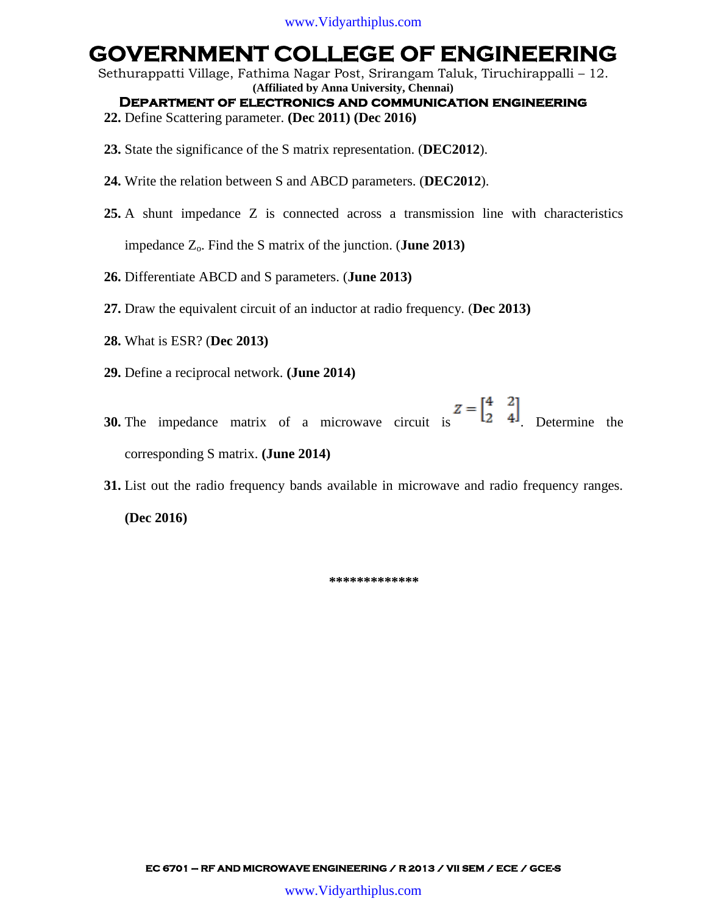**22.** Define Scattering parameter. **(Dec 2011) (Dec 2016)**

**23.** State the significance of the S matrix representation. (**DEC2012**).

**24.** Write the relation between S and ABCD parameters. (**DEC2012**).

**25.** A shunt impedance Z is connected across a transmission line with characteristics impedance $Z_o$. Find the S matrix of the junction. (**June 2013)**

**26.** Differentiate ABCD and S parameters. (**June 2013)**

**27.** Draw the equivalent circuit of an inductor at radio frequency. (**Dec 2013)**

**28.** What is ESR? (**Dec 2013)**

**29.** Define a reciprocal network. **(June 2014)**

**30.** The impedance matrix of a microwave circuit is $Z = \begin{bmatrix} 4 & 2 \\ 2 & 4 \end{bmatrix}$. Determine the corresponding S matrix. **(June 2014)**

**31.** List out the radio frequency bands available in microwave and radio frequency ranges. **(Dec 2016)**

*************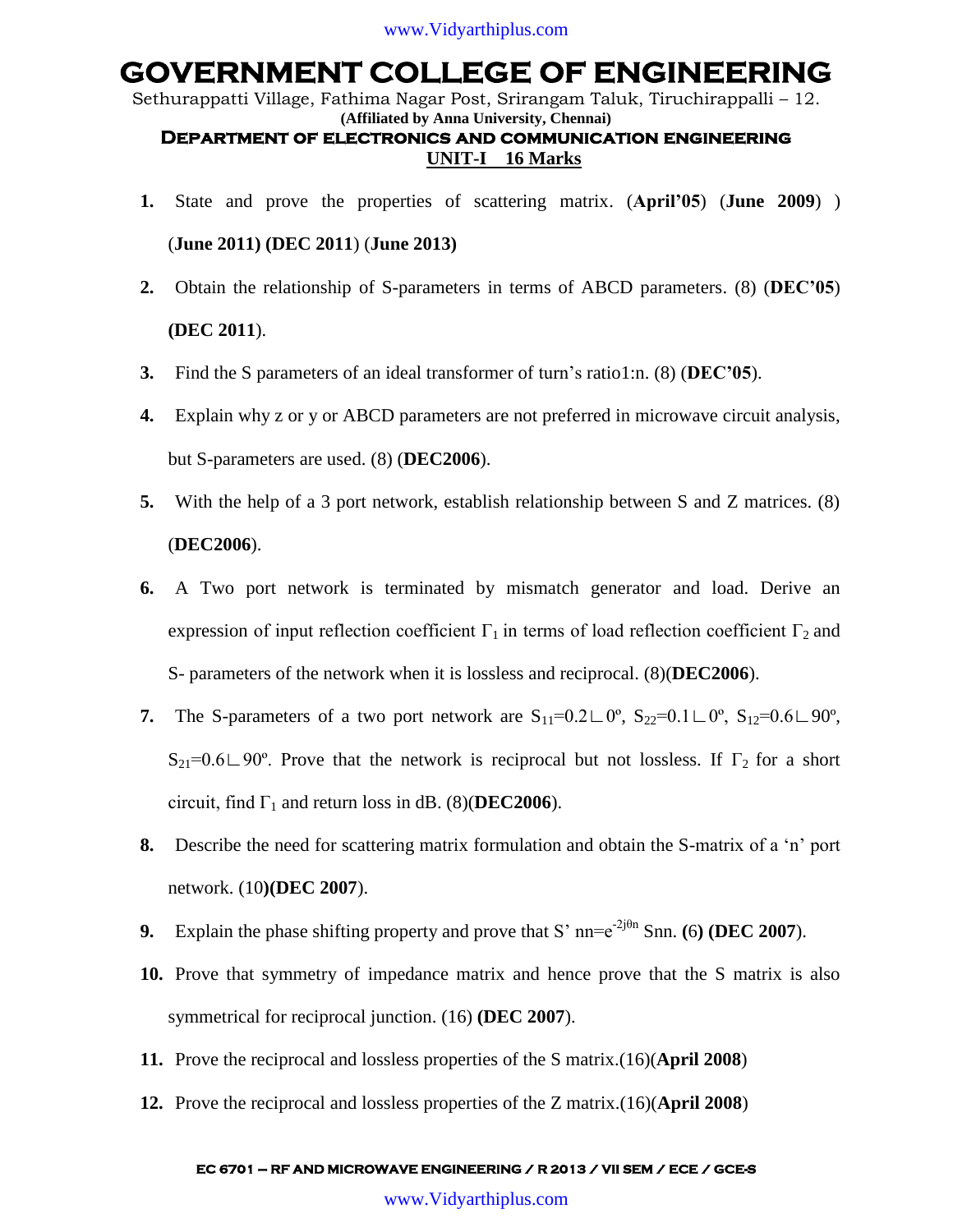# GOVERNMENT COLLEGE OF ENGINEERING

Sethurappatti Village, Fathima Nagar Post, Srirangam Taluk, Tiruchirappalli – 12.

**(Affiliated by Anna University, Chennai)**

## Department of electronics and communication engineering

### UNIT-I 16 Marks

1. State and prove the properties of scattering matrix. (**April'05**) (**June 2009**) ) (**June 2011) (DEC 2011**) (**June 2013)**
2. Obtain the relationship of S-parameters in terms of ABCD parameters. (8) (**DEC'05**) **(DEC 2011**).
3. Find the S parameters of an ideal transformer of turn's ratio1:n. (8) (**DEC'05**).
4. Explain why z or y or ABCD parameters are not preferred in microwave circuit analysis, but S-parameters are used. (8) (**DEC2006**).
5. With the help of a 3 port network, establish relationship between S and Z matrices. (8) (**DEC2006**).
6. A Two port network is terminated by mismatch generator and load. Derive an expression of input reflection coefficient $\Gamma_1$ in terms of load reflection coefficient $\Gamma_2$ and S- parameters of the network when it is lossless and reciprocal. (8)(**DEC2006**).
7. The S-parameters of a two port network are $S_{11}=0.2\angle 0^\circ$, $S_{22}=0.1\angle 0^\circ$, $S_{12}=0.6\angle 90^\circ$, $S_{21}=0.6\angle 90^\circ$. Prove that the network is reciprocal but not lossless. If $\Gamma_2$ for a short circuit, find $\Gamma_1$ and return loss in dB. (8)(**DEC2006**).
8. Describe the need for scattering matrix formulation and obtain the S-matrix of a 'n' port network. (10)**(DEC 2007**).
9. Explain the phase shifting property and prove that $S'_{nn}=e^{-2j\theta n} S_{nn}$. **(**6**) (DEC 2007**).
10. Prove that symmetry of impedance matrix and hence prove that the S matrix is also symmetrical for reciprocal junction. (16) **(DEC 2007**).
11. Prove the reciprocal and lossless properties of the S matrix.(16)(**April 2008**)
12. Prove the reciprocal and lossless properties of the Z matrix.(16)(**April 2008**)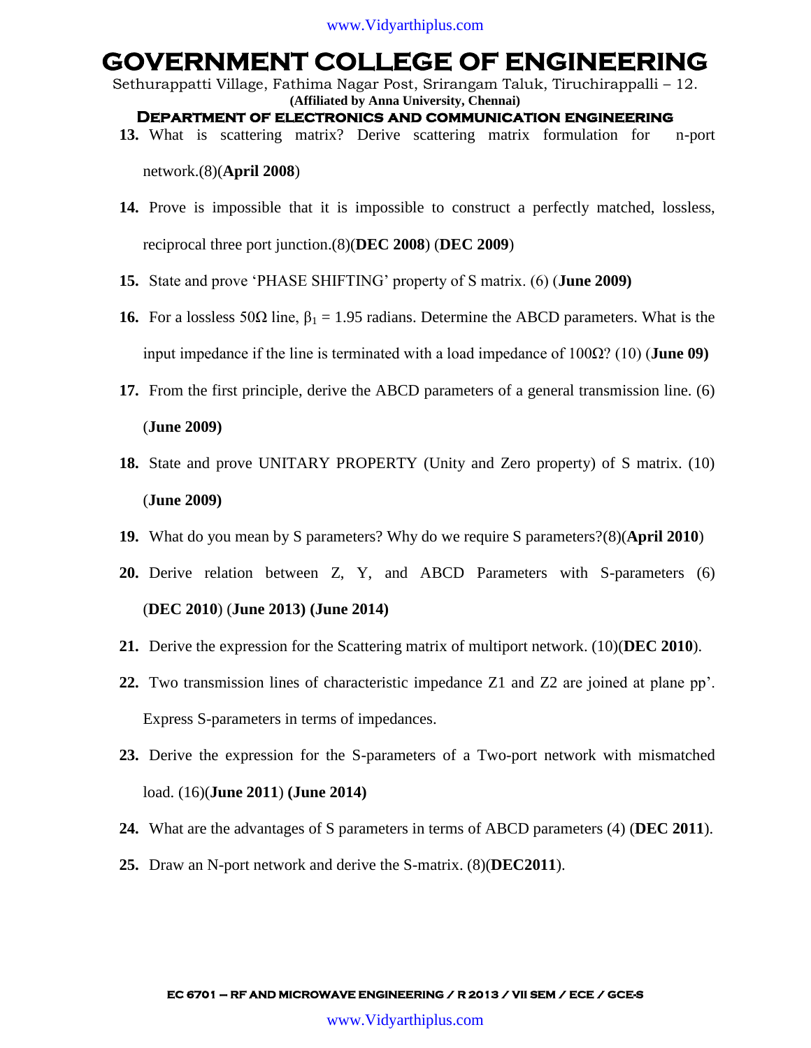13. What is scattering matrix? Derive scattering matrix formulation for n-port network.(8)(**April 2008**)

14. Prove is impossible that it is impossible to construct a perfectly matched, lossless, reciprocal three port junction.(8)(**DEC 2008**) (**DEC 2009**)

15. State and prove 'PHASE SHIFTING' property of S matrix. (6) (**June 2009)**

16. For a lossless 50Ω line, $\beta_1$ = 1.95 radians. Determine the ABCD parameters. What is the input impedance if the line is terminated with a load impedance of 100Ω? (10) (**June 09)**

17. From the first principle, derive the ABCD parameters of a general transmission line. (6) (**June 2009)**

18. State and prove UNITARY PROPERTY (Unity and Zero property) of S matrix. (10) (**June 2009)**

19. What do you mean by S parameters? Why do we require S parameters?(8)(**April 2010**)

20. Derive relation between Z, Y, and ABCD Parameters with S-parameters (6) (**DEC 2010**) (**June 2013) (June 2014)**

21. Derive the expression for the Scattering matrix of multiport network. (10)(**DEC 2010**).

22. Two transmission lines of characteristic impedance Z1 and Z2 are joined at plane pp'. Express S-parameters in terms of impedances.

23. Derive the expression for the S-parameters of a Two-port network with mismatched load. (16)(**June 2011**) **(June 2014)**

24. What are the advantages of S parameters in terms of ABCD parameters (4) (**DEC 2011**).

25. Draw an N-port network and derive the S-matrix. (8)(**DEC2011**).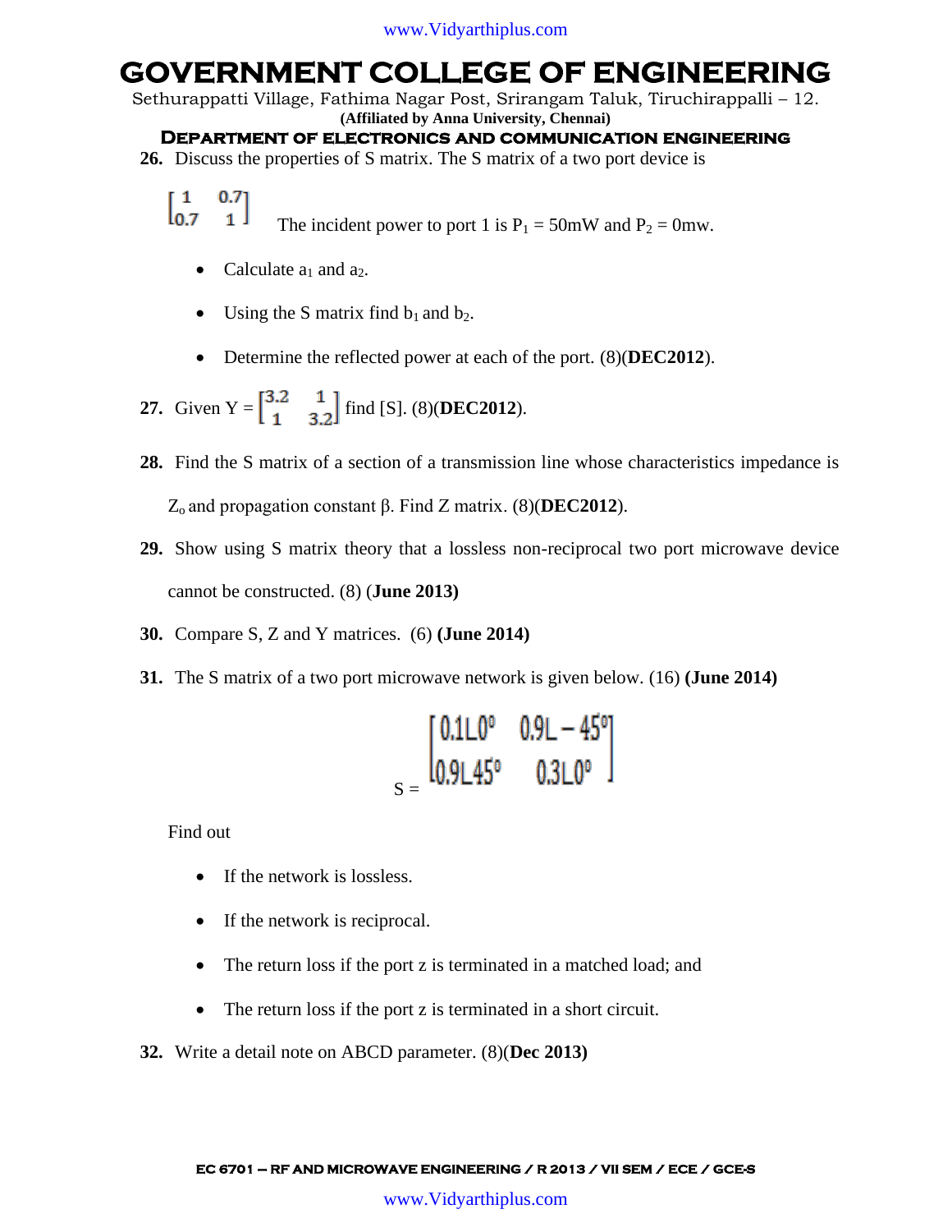26. Discuss the properties of S matrix. The S matrix of a two port device is

$$\begin{bmatrix} 1 & 0.7 \\ 0.7 & 1 \end{bmatrix}$$ The incident power to port 1 is $P_1$ = 50mW and $P_2$ = 0mw.

   - Calculate $a_1$ and $a_2$.
   - Using the S matrix find $b_1$ and $b_2$.
   - Determine the reflected power at each of the port. (8)(**DEC2012**).

27. Given Y = $\begin{bmatrix} 3.2 & 1 \\ 1 & 3.2 \end{bmatrix}$ find [S]. (8)(**DEC2012**).

28. Find the S matrix of a section of a transmission line whose characteristics impedance is $Z_o$ and propagation constant β. Find Z matrix. (8)(**DEC2012**).

29. Show using S matrix theory that a lossless non-reciprocal two port microwave device cannot be constructed. (8) (**June 2013)**

30. Compare S, Z and Y matrices. (6) **(June 2014)**

31. The S matrix of a two port microwave network is given below. (16) **(June 2014)**

$$S = \begin{bmatrix} 0.1\angle 0^{\circ} & 0.9\angle -45^{\circ} \\ 0.9\angle 45^{\circ} & 0.3\angle 0^{\circ} \end{bmatrix}$$

   Find out

   - If the network is lossless.
   - If the network is reciprocal.
   - The return loss if the port z is terminated in a matched load; and
   - The return loss if the port z is terminated in a short circuit.

32. Write a detail note on ABCD parameter. (8)(**Dec 2013)**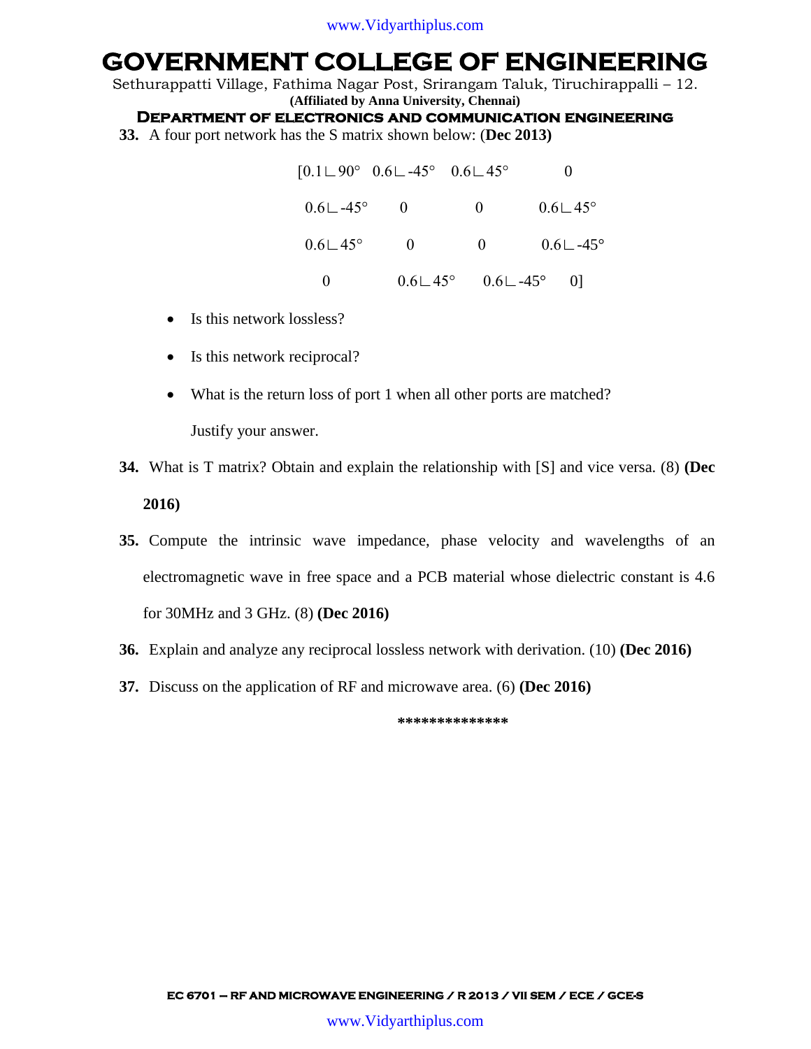**33.** A four port network has the S matrix shown below: (**Dec 2013)**

$$
\begin{bmatrix}
0.1\angle 90^\circ & 0.6\angle -45^\circ & 0.6\angle 45^\circ & 0 \\
0.6\angle -45^\circ & 0 & 0 & 0.6\angle 45^\circ \\
0.6\angle 45^\circ & 0 & 0 & 0.6\angle -45^\circ \\
0 & 0.6\angle 45^\circ & 0.6\angle -45^\circ & 0
\end{bmatrix}
$$

- Is this network lossless?
- Is this network reciprocal?
- What is the return loss of port 1 when all other ports are matched?

  Justify your answer.

**34.** What is T matrix? Obtain and explain the relationship with [S] and vice versa. (8) **(Dec 2016)**

**35.** Compute the intrinsic wave impedance, phase velocity and wavelengths of an electromagnetic wave in free space and a PCB material whose dielectric constant is 4.6 for 30MHz and 3 GHz. (8) **(Dec 2016)**

**36.** Explain and analyze any reciprocal lossless network with derivation. (10) **(Dec 2016)**

**37.** Discuss on the application of RF and microwave area. (6) **(Dec 2016)**

**************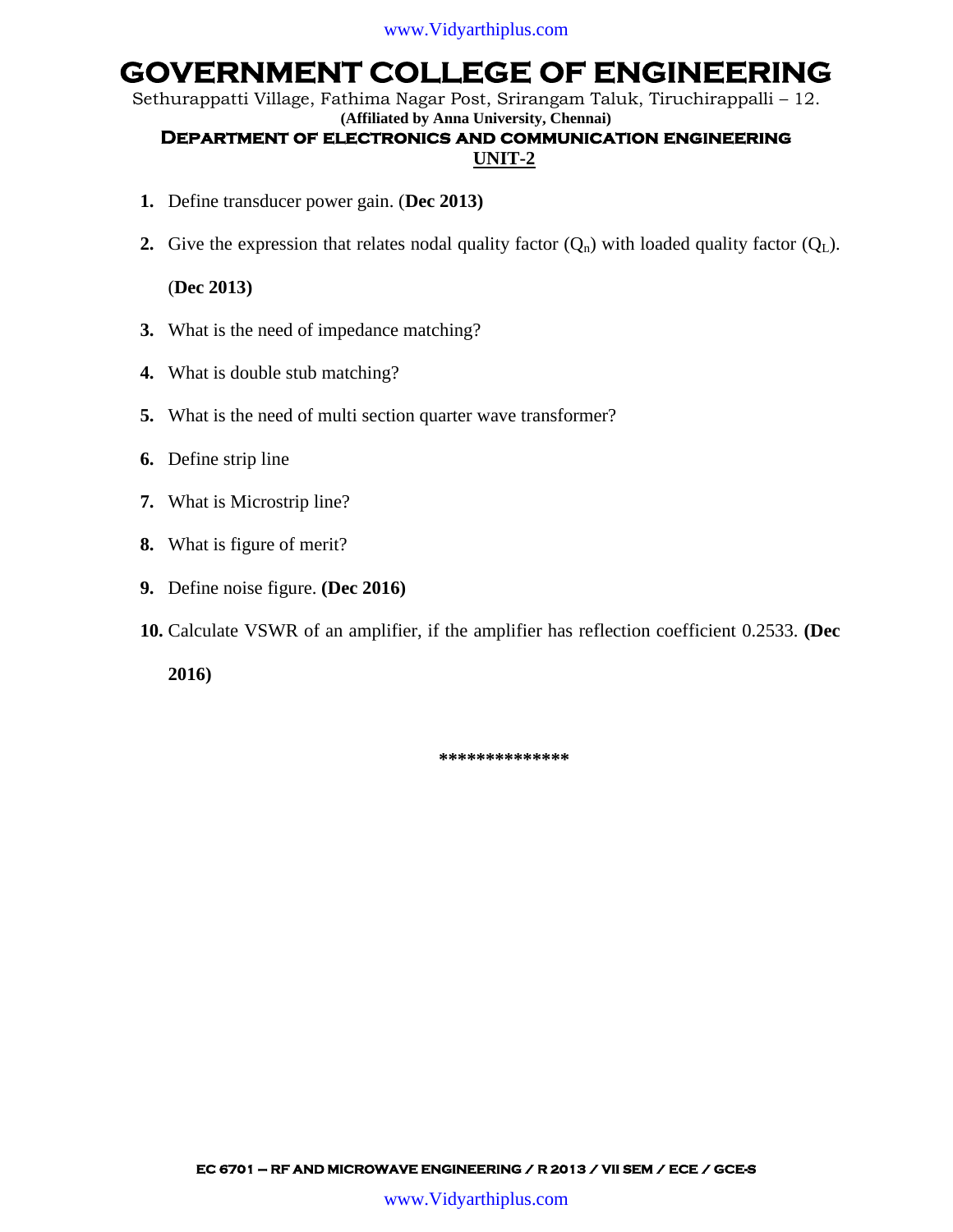# GOVERNMENT COLLEGE OF ENGINEERING

Sethurappatti Village, Fathima Nagar Post, Srirangam Taluk, Tiruchirappalli – 12.

**(Affiliated by Anna University, Chennai)**

## DEPARTMENT OF ELECTRONICS AND COMMUNICATION ENGINEERING

### UNIT-2

1. Define transducer power gain. (**Dec 2013)**
2. Give the expression that relates nodal quality factor ($Q_n$) with loaded quality factor ($Q_L$). (**Dec 2013)**
3. What is the need of impedance matching?
4. What is double stub matching?
5. What is the need of multi section quarter wave transformer?
6. Define strip line
7. What is Microstrip line?
8. What is figure of merit?
9. Define noise figure. **(Dec 2016)**
10. Calculate VSWR of an amplifier, if the amplifier has reflection coefficient 0.2533. **(Dec 2016)**

**************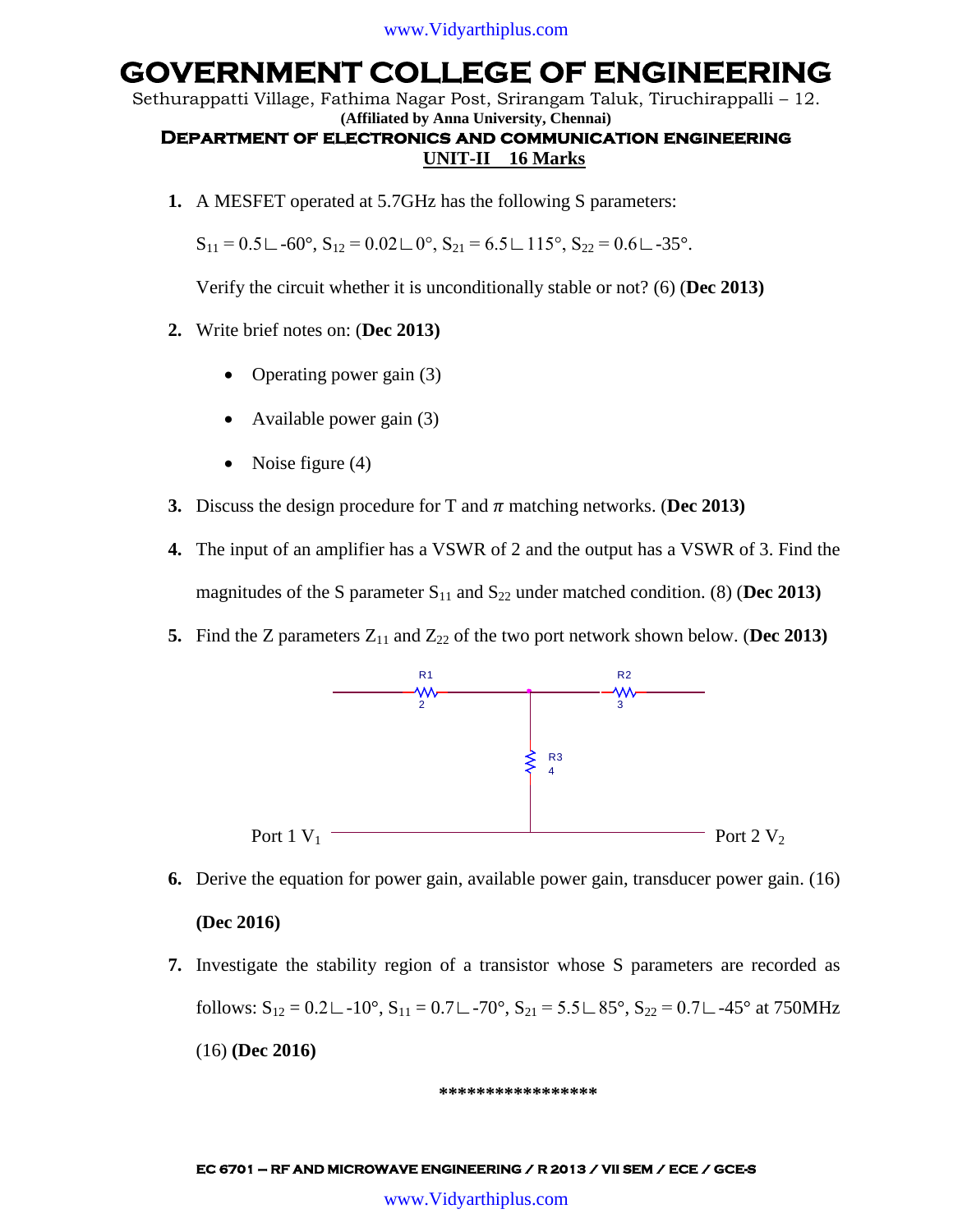# GOVERNMENT COLLEGE OF ENGINEERING

Sethurappatti Village, Fathima Nagar Post, Srirangam Taluk, Tiruchirappalli – 12.

**(Affiliated by Anna University, Chennai)**

**DEPARTMENT OF ELECTRONICS AND COMMUNICATION ENGINEERING**

## UNIT-II 16 Marks

1. A MESFET operated at 5.7GHz has the following S parameters:

   $S_{11} = 0.5\angle -60°$, $S_{12} = 0.02\angle 0°$, $S_{21} = 6.5\angle 115°$, $S_{22} = 0.6\angle -35°$.

   Verify the circuit whether it is unconditionally stable or not? (6) (**Dec 2013)**

2. Write brief notes on: (**Dec 2013)**
   - Operating power gain (3)
   - Available power gain (3)
   - Noise figure (4)

3. Discuss the design procedure for T and $\pi$ matching networks. (**Dec 2013)**

4. The input of an amplifier has a VSWR of 2 and the output has a VSWR of 3. Find the magnitudes of the S parameter $S_{11}$ and $S_{22}$ under matched condition. (8) (**Dec 2013)**

5. Find the Z parameters $Z_{11}$ and $Z_{22}$ of the two port network shown below. (**Dec 2013)**

   R1 = 2, R2 = 3, R3 = 4

   Port 1 $V_1$ — Port 2 $V_2$

6. Derive the equation for power gain, available power gain, transducer power gain. (16) **(Dec 2016)**

7. Investigate the stability region of a transistor whose S parameters are recorded as follows: $S_{12} = 0.2\angle -10°$, $S_{11} = 0.7\angle -70°$, $S_{21} = 5.5\angle 85°$, $S_{22} = 0.7\angle -45°$ at 750MHz (16) **(Dec 2016)**

****************

EC 6701 – RF AND MICROWAVE ENGINEERING / R 2013 / VII SEM / ECE / GCE-S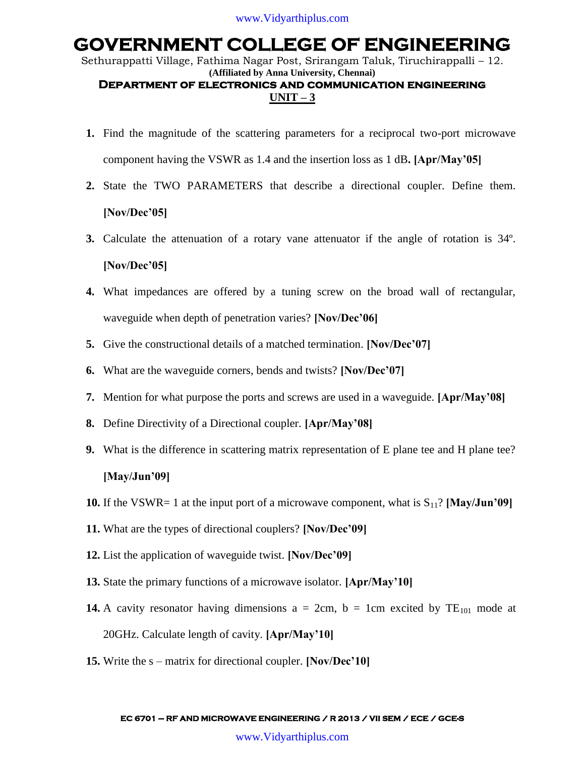# GOVERNMENT COLLEGE OF ENGINEERING

Sethurappatti Village, Fathima Nagar Post, Srirangam Taluk, Tiruchirappalli – 12.

**(Affiliated by Anna University, Chennai)**

## DEPARTMENT OF ELECTRONICS AND COMMUNICATION ENGINEERING

### UNIT – 3

1. Find the magnitude of the scattering parameters for a reciprocal two-port microwave component having the VSWR as 1.4 and the insertion loss as 1 dB**. [Apr/May'05]**
2. State the TWO PARAMETERS that describe a directional coupler. Define them. **[Nov/Dec'05]**
3. Calculate the attenuation of a rotary vane attenuator if the angle of rotation is 34º. **[Nov/Dec'05]**
4. What impedances are offered by a tuning screw on the broad wall of rectangular, waveguide when depth of penetration varies? **[Nov/Dec'06]**
5. Give the constructional details of a matched termination. **[Nov/Dec'07]**
6. What are the waveguide corners, bends and twists? **[Nov/Dec'07]**
7. Mention for what purpose the ports and screws are used in a waveguide. **[Apr/May'08]**
8. Define Directivity of a Directional coupler. **[Apr/May'08]**
9. What is the difference in scattering matrix representation of E plane tee and H plane tee? **[May/Jun'09]**
10. If the VSWR= 1 at the input port of a microwave component, what is $S_{11}$? **[May/Jun'09]**
11. What are the types of directional couplers? **[Nov/Dec'09]**
12. List the application of waveguide twist. **[Nov/Dec'09]**
13. State the primary functions of a microwave isolator. **[Apr/May'10]**
14. A cavity resonator having dimensions a = 2cm, b = 1cm excited by $TE_{101}$ mode at 20GHz. Calculate length of cavity. **[Apr/May'10]**
15. Write the s – matrix for directional coupler. **[Nov/Dec'10]**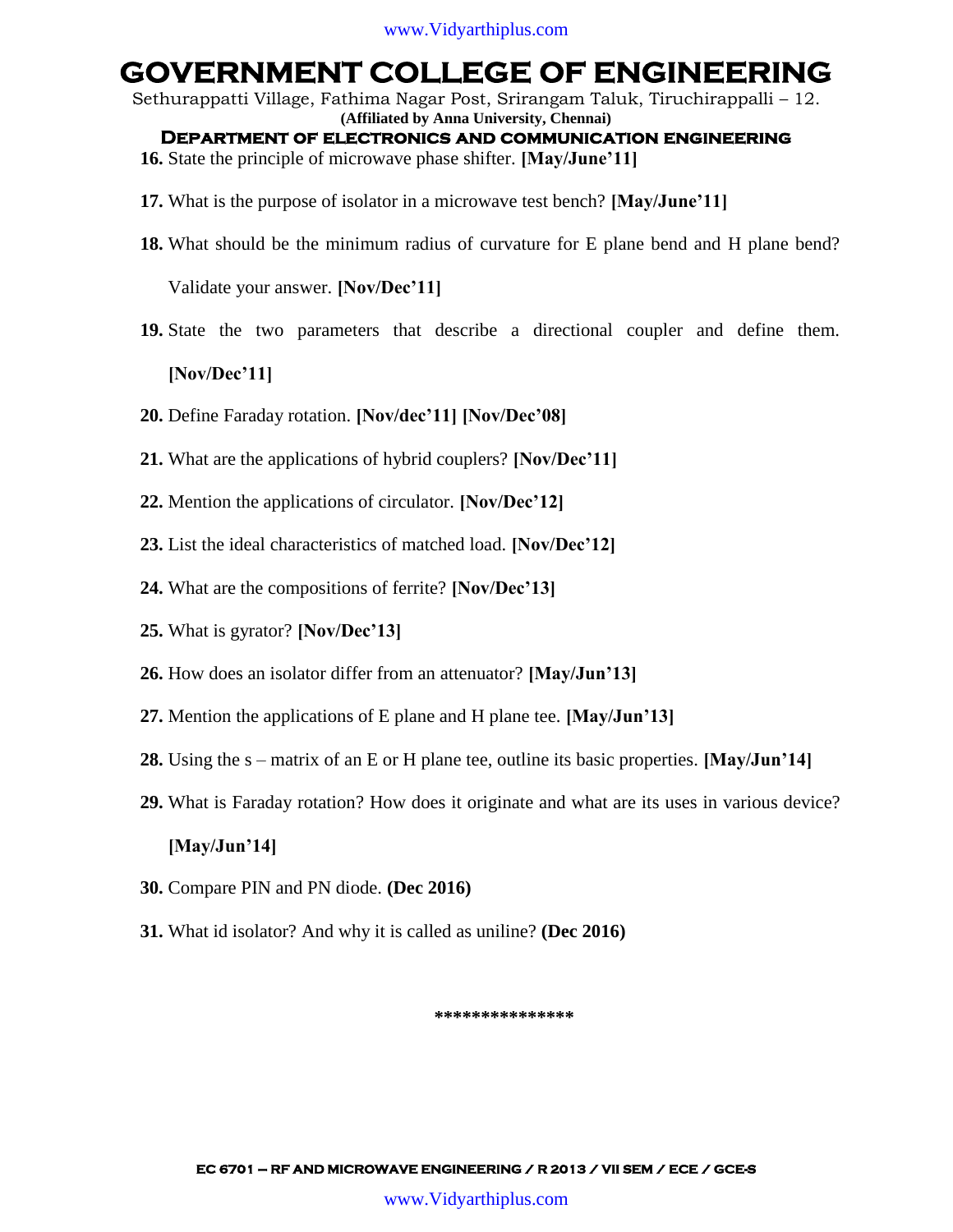16. State the principle of microwave phase shifter. **[May/June'11]**

17. What is the purpose of isolator in a microwave test bench? **[May/June'11]**

18. What should be the minimum radius of curvature for E plane bend and H plane bend? Validate your answer. **[Nov/Dec'11]**

19. State the two parameters that describe a directional coupler and define them. **[Nov/Dec'11]**

20. Define Faraday rotation. **[Nov/dec'11] [Nov/Dec'08]**

21. What are the applications of hybrid couplers? **[Nov/Dec'11]**

22. Mention the applications of circulator. **[Nov/Dec'12]**

23. List the ideal characteristics of matched load. **[Nov/Dec'12]**

24. What are the compositions of ferrite? **[Nov/Dec'13]**

25. What is gyrator? **[Nov/Dec'13]**

26. How does an isolator differ from an attenuator? **[May/Jun'13]**

27. Mention the applications of E plane and H plane tee. **[May/Jun'13]**

28. Using the s – matrix of an E or H plane tee, outline its basic properties. **[May/Jun'14]**

29. What is Faraday rotation? How does it originate and what are its uses in various device? **[May/Jun'14]**

30. Compare PIN and PN diode. **(Dec 2016)**

31. What id isolator? And why it is called as uniline? **(Dec 2016)**

***************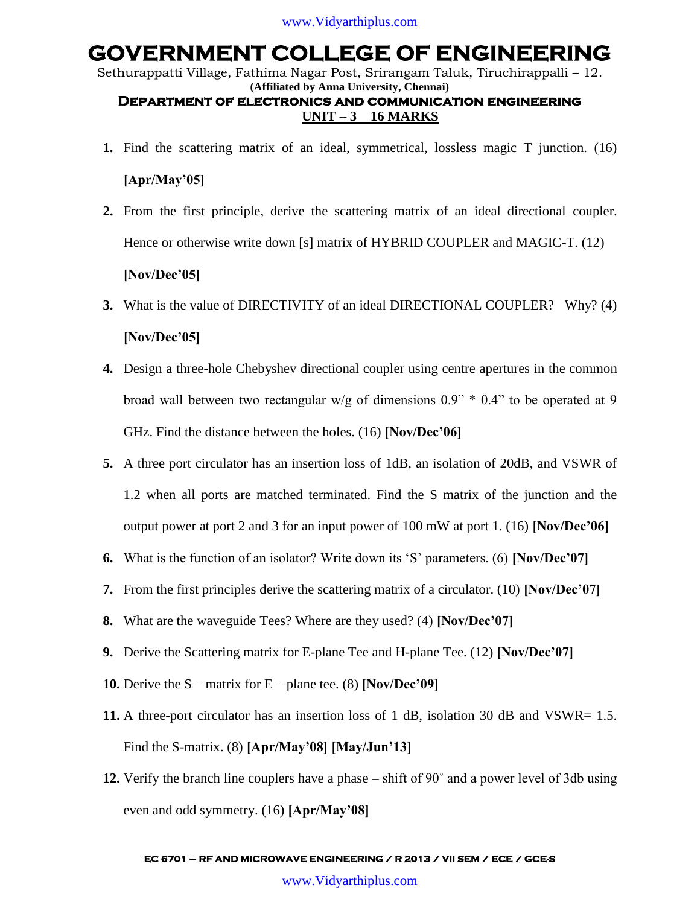# GOVERNMENT COLLEGE OF ENGINEERING

Sethurappatti Village, Fathima Nagar Post, Srirangam Taluk, Tiruchirappalli – 12.

**(Affiliated by Anna University, Chennai)**

## Department of electronics and communication engineering

**UNIT – 3 16 MARKS**

1. Find the scattering matrix of an ideal, symmetrical, lossless magic T junction. (16) **[Apr/May'05]**
2. From the first principle, derive the scattering matrix of an ideal directional coupler. Hence or otherwise write down [s] matrix of HYBRID COUPLER and MAGIC-T. (12) **[Nov/Dec'05]**
3. What is the value of DIRECTIVITY of an ideal DIRECTIONAL COUPLER? Why? (4) **[Nov/Dec'05]**
4. Design a three-hole Chebyshev directional coupler using centre apertures in the common broad wall between two rectangular w/g of dimensions 0.9" * 0.4" to be operated at 9 GHz. Find the distance between the holes. (16) **[Nov/Dec'06]**
5. A three port circulator has an insertion loss of 1dB, an isolation of 20dB, and VSWR of 1.2 when all ports are matched terminated. Find the S matrix of the junction and the output power at port 2 and 3 for an input power of 100 mW at port 1. (16) **[Nov/Dec'06]**
6. What is the function of an isolator? Write down its 'S' parameters. (6) **[Nov/Dec'07]**
7. From the first principles derive the scattering matrix of a circulator. (10) **[Nov/Dec'07]**
8. What are the waveguide Tees? Where are they used? (4) **[Nov/Dec'07]**
9. Derive the Scattering matrix for E-plane Tee and H-plane Tee. (12) **[Nov/Dec'07]**
10. Derive the S – matrix for E – plane tee. (8) **[Nov/Dec'09]**
11. A three-port circulator has an insertion loss of 1 dB, isolation 30 dB and VSWR= 1.5. Find the S-matrix. (8) **[Apr/May'08] [May/Jun'13]**
12. Verify the branch line couplers have a phase – shift of 90˚ and a power level of 3db using even and odd symmetry. (16) **[Apr/May'08]**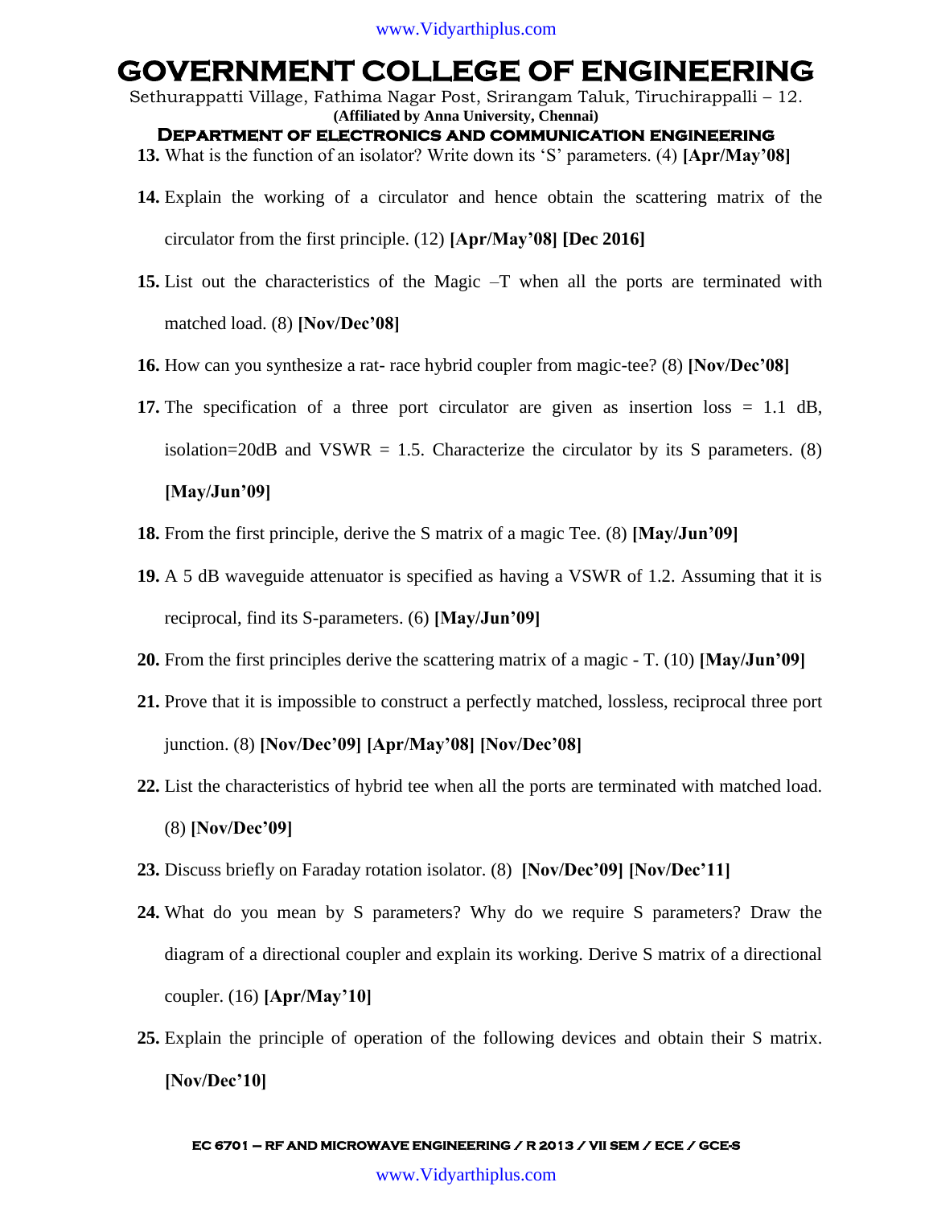13. What is the function of an isolator? Write down its 'S' parameters. (4) **[Apr/May'08]**

14. Explain the working of a circulator and hence obtain the scattering matrix of the circulator from the first principle. (12) **[Apr/May'08] [Dec 2016]**

15. List out the characteristics of the Magic –T when all the ports are terminated with matched load. (8) **[Nov/Dec'08]**

16. How can you synthesize a rat- race hybrid coupler from magic-tee? (8) **[Nov/Dec'08]**

17. The specification of a three port circulator are given as insertion loss = 1.1 dB, isolation=20dB and VSWR = 1.5. Characterize the circulator by its S parameters. (8) **[May/Jun'09]**

18. From the first principle, derive the S matrix of a magic Tee. (8) **[May/Jun'09]**

19. A 5 dB waveguide attenuator is specified as having a VSWR of 1.2. Assuming that it is reciprocal, find its S-parameters. (6) **[May/Jun'09]**

20. From the first principles derive the scattering matrix of a magic - T. (10) **[May/Jun'09]**

21. Prove that it is impossible to construct a perfectly matched, lossless, reciprocal three port junction. (8) **[Nov/Dec'09] [Apr/May'08] [Nov/Dec'08]**

22. List the characteristics of hybrid tee when all the ports are terminated with matched load. (8) **[Nov/Dec'09]**

23. Discuss briefly on Faraday rotation isolator. (8) **[Nov/Dec'09] [Nov/Dec'11]**

24. What do you mean by S parameters? Why do we require S parameters? Draw the diagram of a directional coupler and explain its working. Derive S matrix of a directional coupler. (16) **[Apr/May'10]**

25. Explain the principle of operation of the following devices and obtain their S matrix. **[Nov/Dec'10]**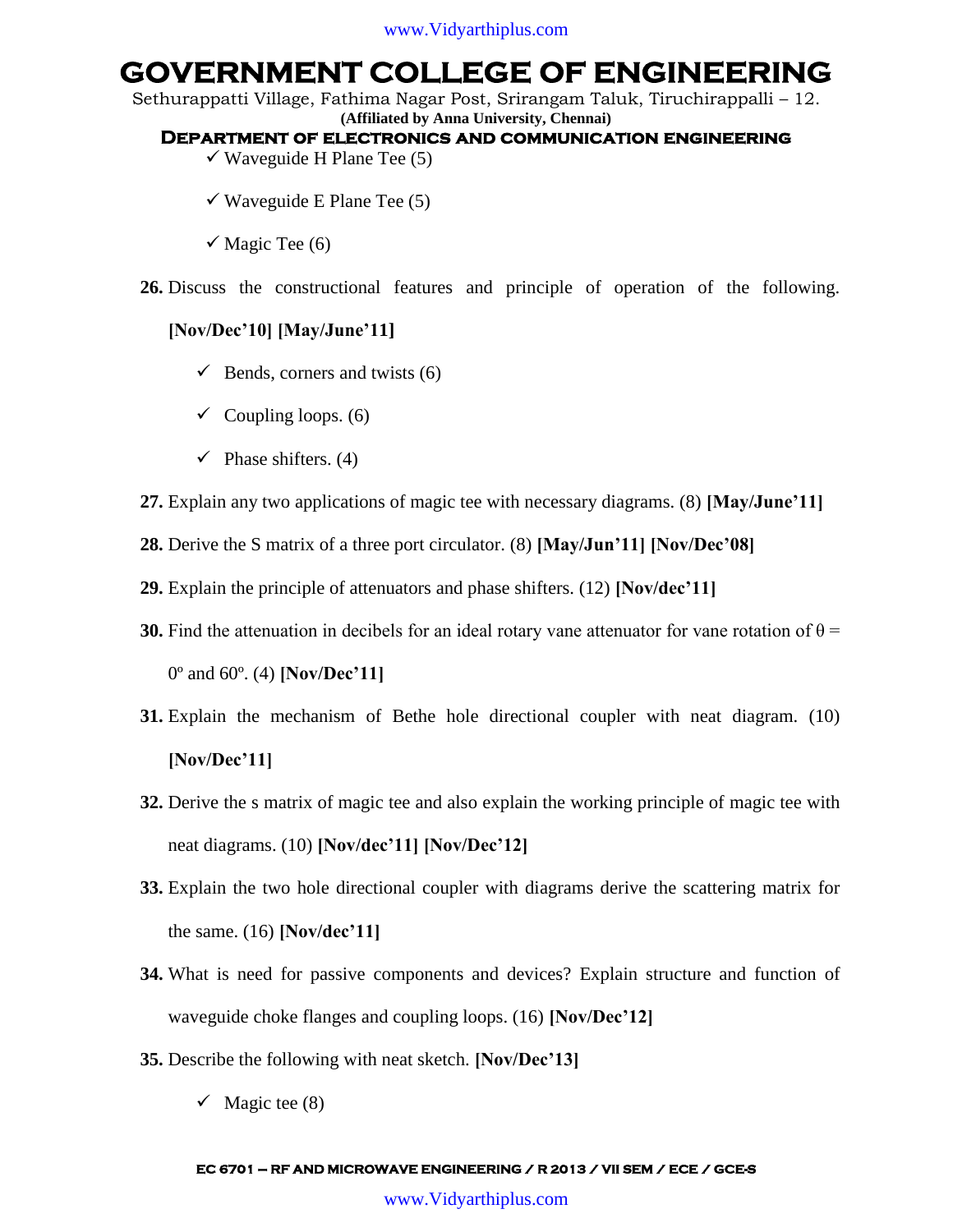- ✓ Waveguide H Plane Tee (5)
- ✓ Waveguide E Plane Tee (5)
- ✓ Magic Tee (6)

**26.** Discuss the constructional features and principle of operation of the following. **[Nov/Dec'10] [May/June'11]**

- ✓ Bends, corners and twists (6)
- ✓ Coupling loops. (6)
- ✓ Phase shifters. (4)

**27.** Explain any two applications of magic tee with necessary diagrams. (8) **[May/June'11]**

**28.** Derive the S matrix of a three port circulator. (8) **[May/Jun'11] [Nov/Dec'08]**

**29.** Explain the principle of attenuators and phase shifters. (12) **[Nov/dec'11]**

**30.** Find the attenuation in decibels for an ideal rotary vane attenuator for vane rotation of $\theta = 0^\circ$ and $60^\circ$. (4) **[Nov/Dec'11]**

**31.** Explain the mechanism of Bethe hole directional coupler with neat diagram. (10) **[Nov/Dec'11]**

**32.** Derive the s matrix of magic tee and also explain the working principle of magic tee with neat diagrams. (10) **[Nov/dec'11] [Nov/Dec'12]**

**33.** Explain the two hole directional coupler with diagrams derive the scattering matrix for the same. (16) **[Nov/dec'11]**

**34.** What is need for passive components and devices? Explain structure and function of waveguide choke flanges and coupling loops. (16) **[Nov/Dec'12]**

**35.** Describe the following with neat sketch. **[Nov/Dec'13]**

- ✓ Magic tee (8)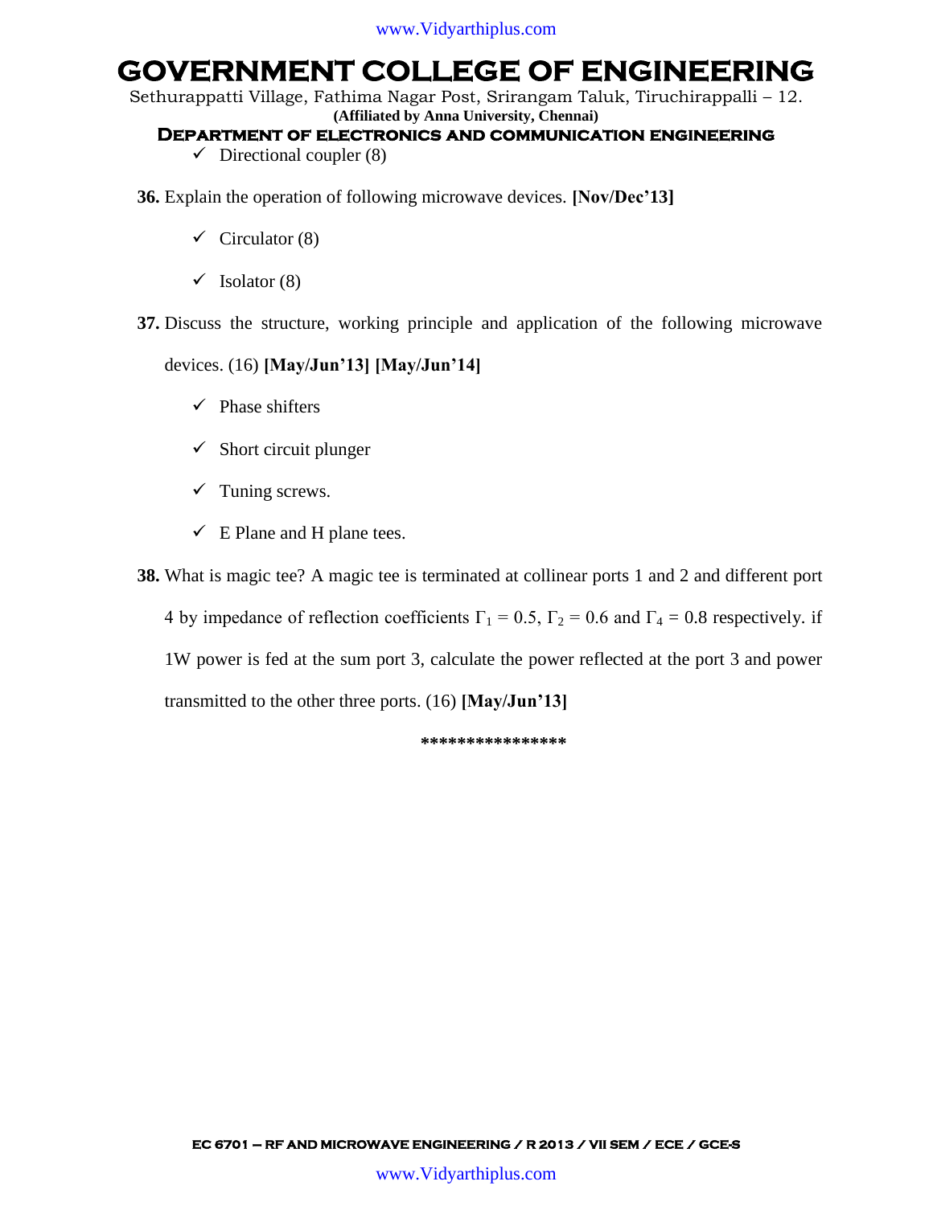- ✓ Directional coupler (8)

**36.** Explain the operation of following microwave devices. **[Nov/Dec'13]**

- ✓ Circulator (8)
- ✓ Isolator (8)

**37.** Discuss the structure, working principle and application of the following microwave devices. (16) **[May/Jun'13] [May/Jun'14]**

- ✓ Phase shifters
- ✓ Short circuit plunger
- ✓ Tuning screws.
- ✓ E Plane and H plane tees.

**38.** What is magic tee? A magic tee is terminated at collinear ports 1 and 2 and different port 4 by impedance of reflection coefficients $\Gamma_1 = 0.5$, $\Gamma_2 = 0.6$ and $\Gamma_4 = 0.8$ respectively. if 1W power is fed at the sum port 3, calculate the power reflected at the port 3 and power transmitted to the other three ports. (16) **[May/Jun'13]**

****************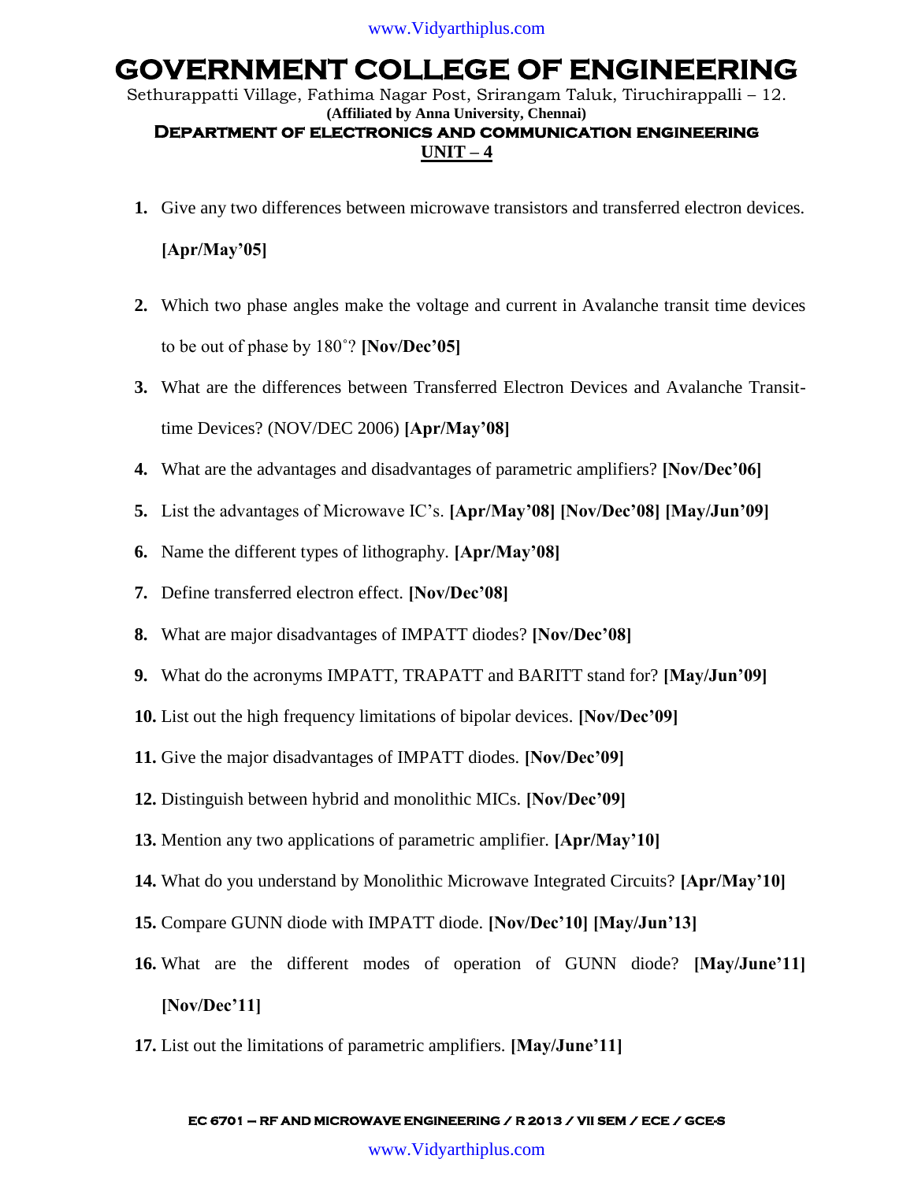# GOVERNMENT COLLEGE OF ENGINEERING

Sethurappatti Village, Fathima Nagar Post, Srirangam Taluk, Tiruchirappalli – 12.

**(Affiliated by Anna University, Chennai)**

**DEPARTMENT OF ELECTRONICS AND COMMUNICATION ENGINEERING**

## UNIT – 4

1. Give any two differences between microwave transistors and transferred electron devices. **[Apr/May'05]**
2. Which two phase angles make the voltage and current in Avalanche transit time devices to be out of phase by 180˚? **[Nov/Dec'05]**
3. What are the differences between Transferred Electron Devices and Avalanche Transit-time Devices? (NOV/DEC 2006) **[Apr/May'08]**
4. What are the advantages and disadvantages of parametric amplifiers? **[Nov/Dec'06]**
5. List the advantages of Microwave IC's. **[Apr/May'08] [Nov/Dec'08] [May/Jun'09]**
6. Name the different types of lithography. **[Apr/May'08]**
7. Define transferred electron effect. **[Nov/Dec'08]**
8. What are major disadvantages of IMPATT diodes? **[Nov/Dec'08]**
9. What do the acronyms IMPATT, TRAPATT and BARITT stand for? **[May/Jun'09]**
10. List out the high frequency limitations of bipolar devices. **[Nov/Dec'09]**
11. Give the major disadvantages of IMPATT diodes. **[Nov/Dec'09]**
12. Distinguish between hybrid and monolithic MICs. **[Nov/Dec'09]**
13. Mention any two applications of parametric amplifier. **[Apr/May'10]**
14. What do you understand by Monolithic Microwave Integrated Circuits? **[Apr/May'10]**
15. Compare GUNN diode with IMPATT diode. **[Nov/Dec'10] [May/Jun'13]**
16. What are the different modes of operation of GUNN diode? **[May/June'11] [Nov/Dec'11]**
17. List out the limitations of parametric amplifiers. **[May/June'11]**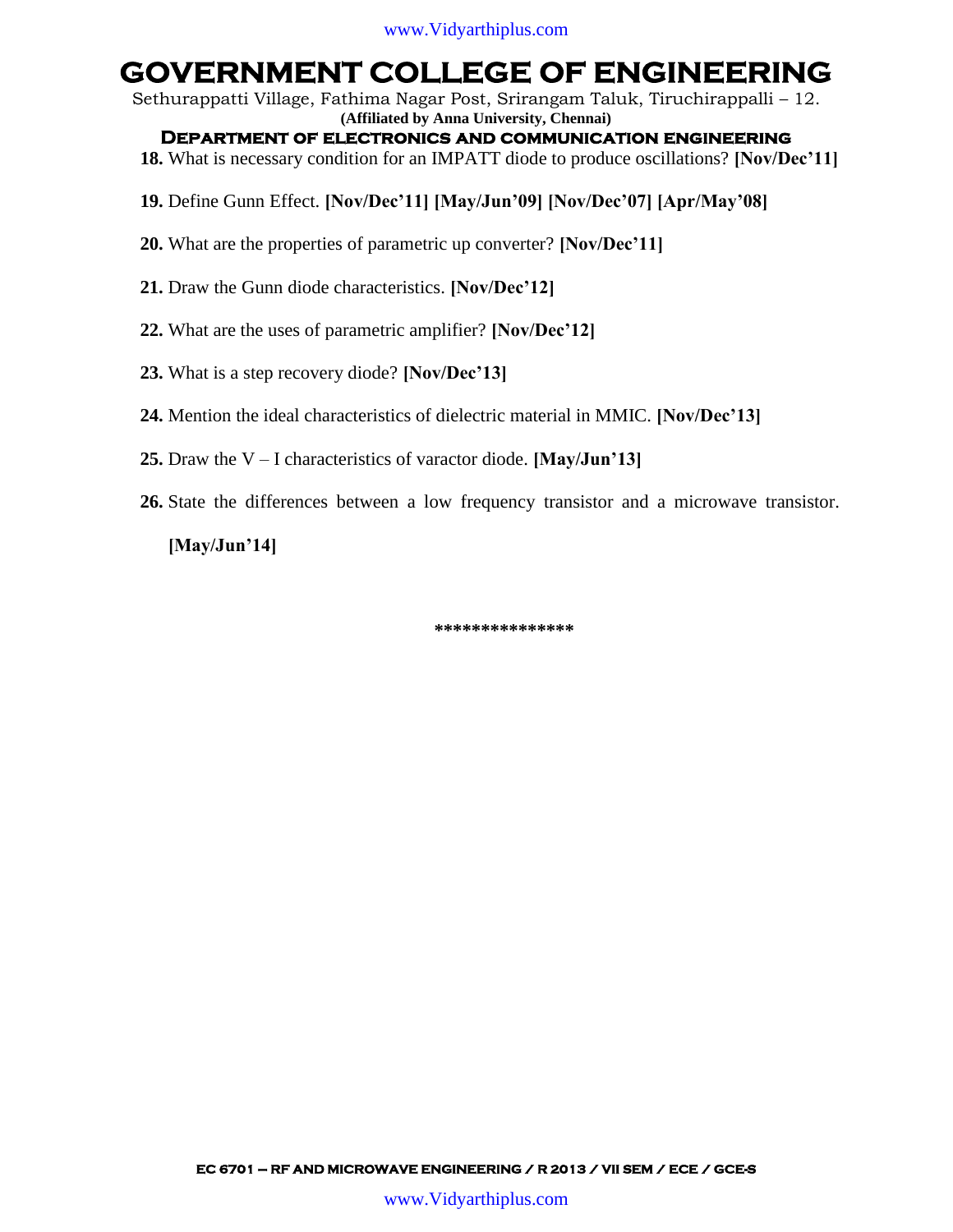**18.** What is necessary condition for an IMPATT diode to produce oscillations? **[Nov/Dec'11]**

**19.** Define Gunn Effect. **[Nov/Dec'11] [May/Jun'09] [Nov/Dec'07] [Apr/May'08]**

**20.** What are the properties of parametric up converter? **[Nov/Dec'11]**

**21.** Draw the Gunn diode characteristics. **[Nov/Dec'12]**

**22.** What are the uses of parametric amplifier? **[Nov/Dec'12]**

**23.** What is a step recovery diode? **[Nov/Dec'13]**

**24.** Mention the ideal characteristics of dielectric material in MMIC. **[Nov/Dec'13]**

**25.** Draw the V – I characteristics of varactor diode. **[May/Jun'13]**

**26.** State the differences between a low frequency transistor and a microwave transistor. **[May/Jun'14]**

***************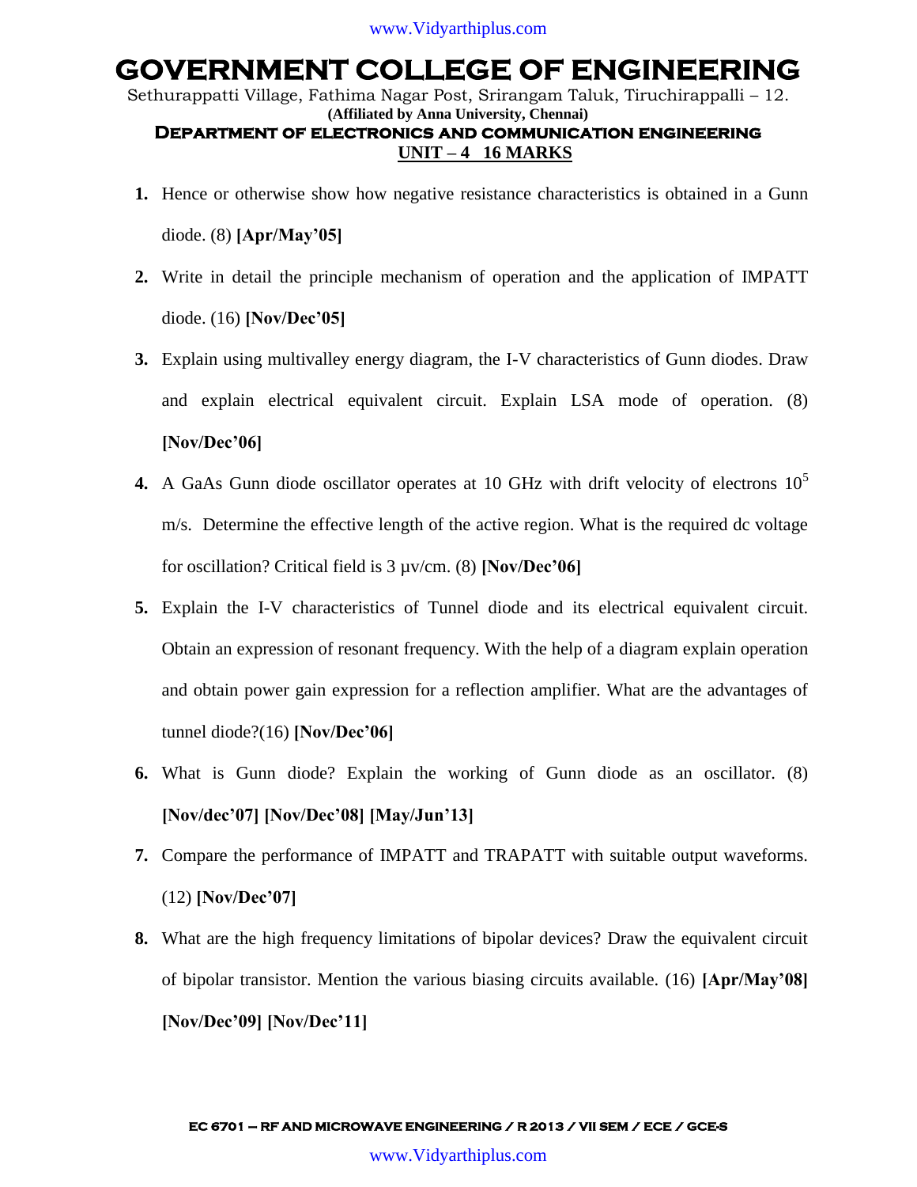# GOVERNMENT COLLEGE OF ENGINEERING

Sethurappatti Village, Fathima Nagar Post, Srirangam Taluk, Tiruchirappalli – 12.

**(Affiliated by Anna University, Chennai)**

## Department of electronics and communication engineering

### UNIT – 4 16 MARKS

1. Hence or otherwise show how negative resistance characteristics is obtained in a Gunn diode. (8) **[Apr/May'05]**
2. Write in detail the principle mechanism of operation and the application of IMPATT diode. (16) **[Nov/Dec'05]**
3. Explain using multivalley energy diagram, the I-V characteristics of Gunn diodes. Draw and explain electrical equivalent circuit. Explain LSA mode of operation. (8) **[Nov/Dec'06]**
4. A GaAs Gunn diode oscillator operates at 10 GHz with drift velocity of electrons $10^5$ m/s. Determine the effective length of the active region. What is the required dc voltage for oscillation? Critical field is 3 µv/cm. (8) **[Nov/Dec'06]**
5. Explain the I-V characteristics of Tunnel diode and its electrical equivalent circuit. Obtain an expression of resonant frequency. With the help of a diagram explain operation and obtain power gain expression for a reflection amplifier. What are the advantages of tunnel diode?(16) **[Nov/Dec'06]**
6. What is Gunn diode? Explain the working of Gunn diode as an oscillator. (8) **[Nov/dec'07] [Nov/Dec'08] [May/Jun'13]**
7. Compare the performance of IMPATT and TRAPATT with suitable output waveforms. (12) **[Nov/Dec'07]**
8. What are the high frequency limitations of bipolar devices? Draw the equivalent circuit of bipolar transistor. Mention the various biasing circuits available. (16) **[Apr/May'08] [Nov/Dec'09] [Nov/Dec'11]**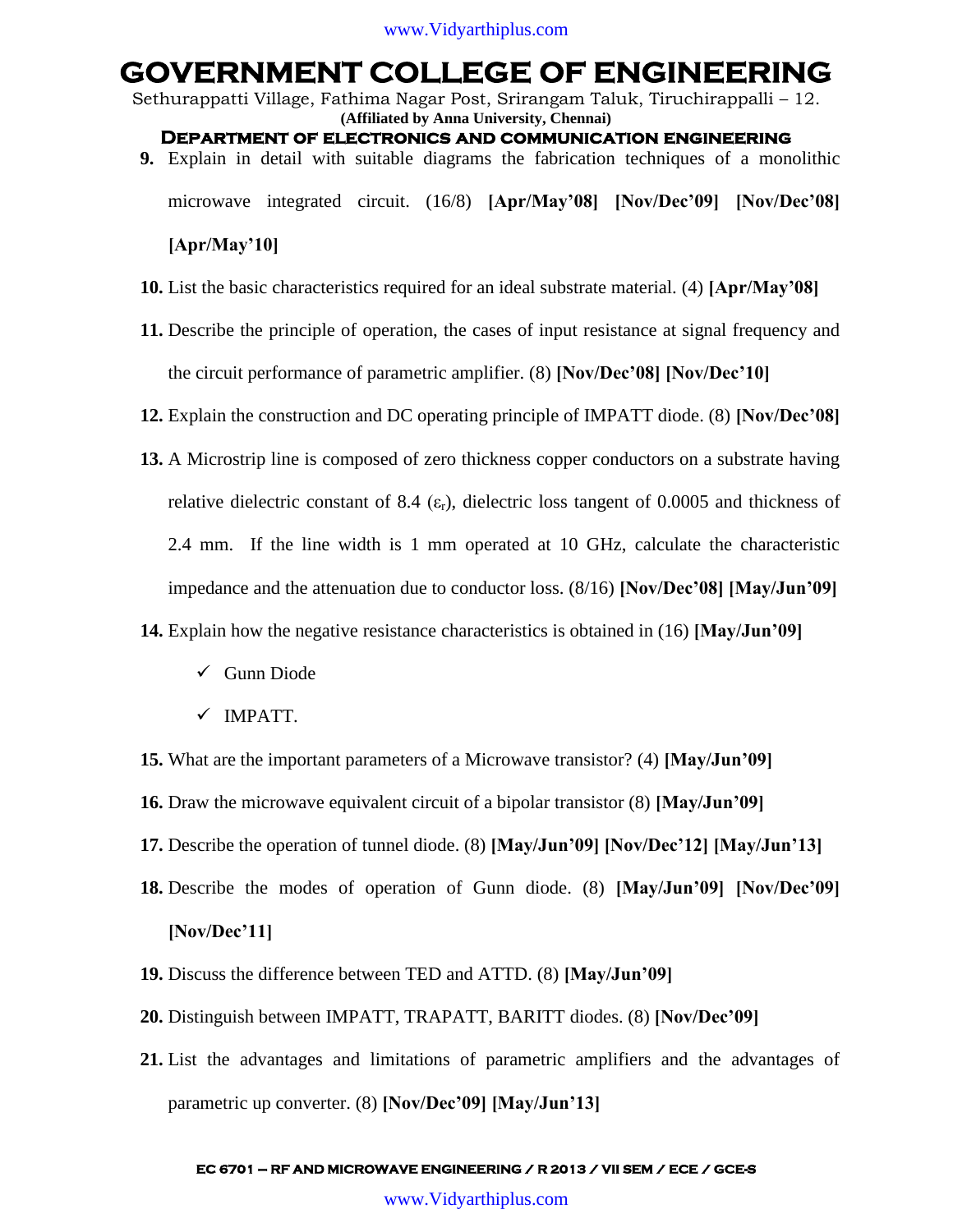9. Explain in detail with suitable diagrams the fabrication techniques of a monolithic microwave integrated circuit. (16/8) **[Apr/May'08] [Nov/Dec'09] [Nov/Dec'08] [Apr/May'10]**

10. List the basic characteristics required for an ideal substrate material. (4) **[Apr/May'08]**

11. Describe the principle of operation, the cases of input resistance at signal frequency and the circuit performance of parametric amplifier. (8) **[Nov/Dec'08] [Nov/Dec'10]**

12. Explain the construction and DC operating principle of IMPATT diode. (8) **[Nov/Dec'08]**

13. A Microstrip line is composed of zero thickness copper conductors on a substrate having relative dielectric constant of 8.4 ($\varepsilon_r$), dielectric loss tangent of 0.0005 and thickness of 2.4 mm. If the line width is 1 mm operated at 10 GHz, calculate the characteristic impedance and the attenuation due to conductor loss. (8/16) **[Nov/Dec'08] [May/Jun'09]**

14. Explain how the negative resistance characteristics is obtained in (16) **[May/Jun'09]**
    - ✓ Gunn Diode
    - ✓ IMPATT.

15. What are the important parameters of a Microwave transistor? (4) **[May/Jun'09]**

16. Draw the microwave equivalent circuit of a bipolar transistor (8) **[May/Jun'09]**

17. Describe the operation of tunnel diode. (8) **[May/Jun'09] [Nov/Dec'12] [May/Jun'13]**

18. Describe the modes of operation of Gunn diode. (8) **[May/Jun'09] [Nov/Dec'09] [Nov/Dec'11]**

19. Discuss the difference between TED and ATTD. (8) **[May/Jun'09]**

20. Distinguish between IMPATT, TRAPATT, BARITT diodes. (8) **[Nov/Dec'09]**

21. List the advantages and limitations of parametric amplifiers and the advantages of parametric up converter. (8) **[Nov/Dec'09] [May/Jun'13]**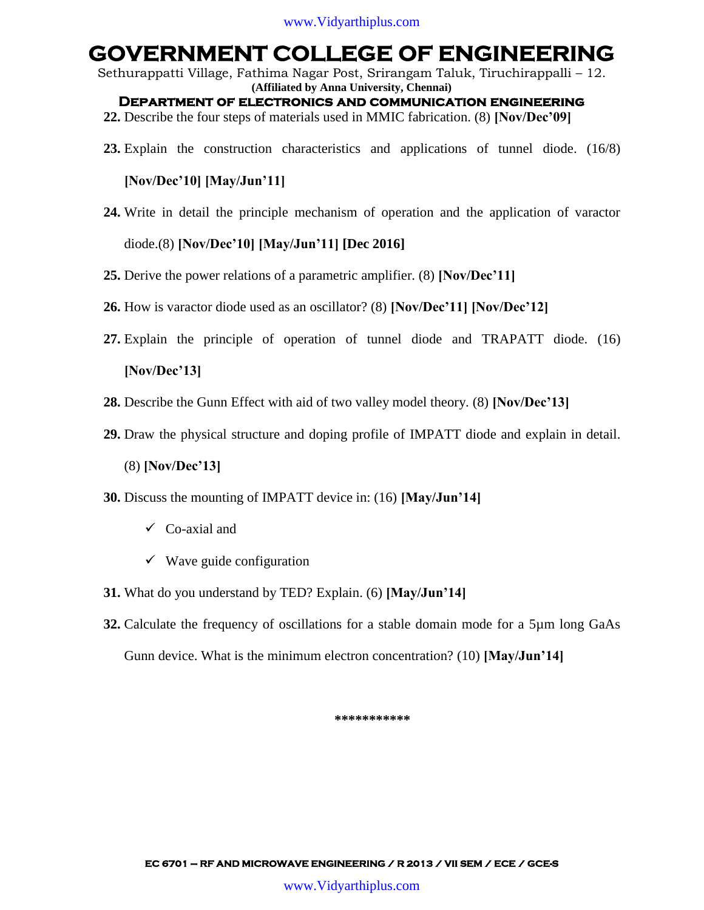22. Describe the four steps of materials used in MMIC fabrication. (8) **[Nov/Dec'09]**

23. Explain the construction characteristics and applications of tunnel diode. (16/8) **[Nov/Dec'10] [May/Jun'11]**

24. Write in detail the principle mechanism of operation and the application of varactor diode.(8) **[Nov/Dec'10] [May/Jun'11] [Dec 2016]**

25. Derive the power relations of a parametric amplifier. (8) **[Nov/Dec'11]**

26. How is varactor diode used as an oscillator? (8) **[Nov/Dec'11] [Nov/Dec'12]**

27. Explain the principle of operation of tunnel diode and TRAPATT diode. (16) **[Nov/Dec'13]**

28. Describe the Gunn Effect with aid of two valley model theory. (8) **[Nov/Dec'13]**

29. Draw the physical structure and doping profile of IMPATT diode and explain in detail. (8) **[Nov/Dec'13]**

30. Discuss the mounting of IMPATT device in: (16) **[May/Jun'14]**
    - ✓ Co-axial and
    - ✓ Wave guide configuration

31. What do you understand by TED? Explain. (6) **[May/Jun'14]**

32. Calculate the frequency of oscillations for a stable domain mode for a 5μm long GaAs Gunn device. What is the minimum electron concentration? (10) **[May/Jun'14]**

***********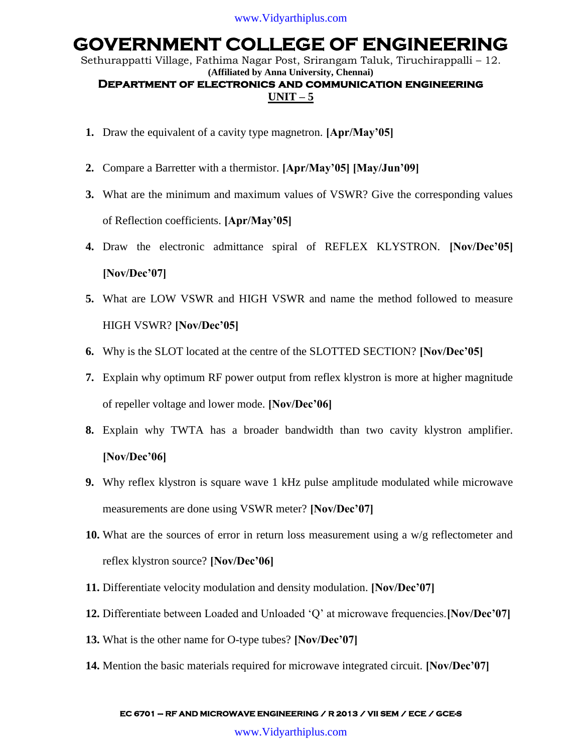# GOVERNMENT COLLEGE OF ENGINEERING

Sethurappatti Village, Fathima Nagar Post, Srirangam Taluk, Tiruchirappalli – 12.

**(Affiliated by Anna University, Chennai)**

## Department of electronics and communication engineering

**UNIT – 5**

1. Draw the equivalent of a cavity type magnetron. **[Apr/May'05]**
2. Compare a Barretter with a thermistor. **[Apr/May'05] [May/Jun'09]**
3. What are the minimum and maximum values of VSWR? Give the corresponding values of Reflection coefficients. **[Apr/May'05]**
4. Draw the electronic admittance spiral of REFLEX KLYSTRON. **[Nov/Dec'05] [Nov/Dec'07]**
5. What are LOW VSWR and HIGH VSWR and name the method followed to measure HIGH VSWR? **[Nov/Dec'05]**
6. Why is the SLOT located at the centre of the SLOTTED SECTION? **[Nov/Dec'05]**
7. Explain why optimum RF power output from reflex klystron is more at higher magnitude of repeller voltage and lower mode. **[Nov/Dec'06]**
8. Explain why TWTA has a broader bandwidth than two cavity klystron amplifier. **[Nov/Dec'06]**
9. Why reflex klystron is square wave 1 kHz pulse amplitude modulated while microwave measurements are done using VSWR meter? **[Nov/Dec'07]**
10. What are the sources of error in return loss measurement using a w/g reflectometer and reflex klystron source? **[Nov/Dec'06]**
11. Differentiate velocity modulation and density modulation. **[Nov/Dec'07]**
12. Differentiate between Loaded and Unloaded 'Q' at microwave frequencies. **[Nov/Dec'07]**
13. What is the other name for O-type tubes? **[Nov/Dec'07]**
14. Mention the basic materials required for microwave integrated circuit. **[Nov/Dec'07]**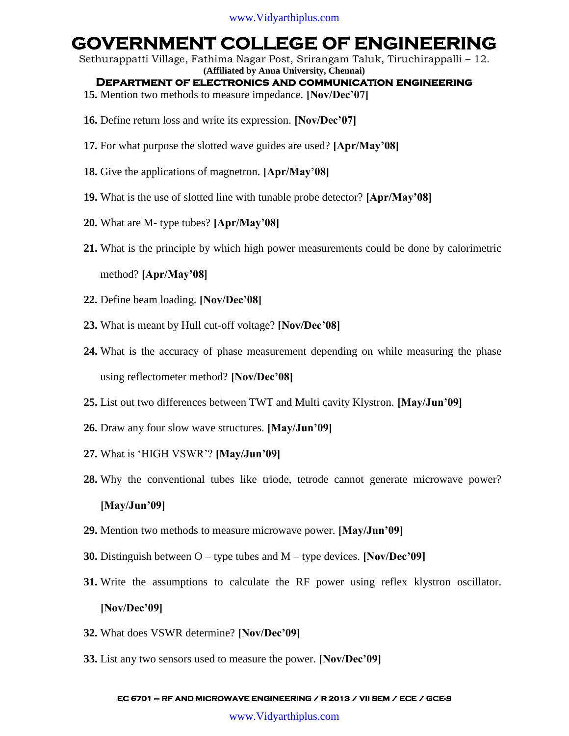15. Mention two methods to measure impedance. **[Nov/Dec'07]**

16. Define return loss and write its expression. **[Nov/Dec'07]**

17. For what purpose the slotted wave guides are used? **[Apr/May'08]**

18. Give the applications of magnetron. **[Apr/May'08]**

19. What is the use of slotted line with tunable probe detector? **[Apr/May'08]**

20. What are M- type tubes? **[Apr/May'08]**

21. What is the principle by which high power measurements could be done by calorimetric method? **[Apr/May'08]**

22. Define beam loading. **[Nov/Dec'08]**

23. What is meant by Hull cut-off voltage? **[Nov/Dec'08]**

24. What is the accuracy of phase measurement depending on while measuring the phase using reflectometer method? **[Nov/Dec'08]**

25. List out two differences between TWT and Multi cavity Klystron. **[May/Jun'09]**

26. Draw any four slow wave structures. **[May/Jun'09]**

27. What is 'HIGH VSWR'? **[May/Jun'09]**

28. Why the conventional tubes like triode, tetrode cannot generate microwave power? **[May/Jun'09]**

29. Mention two methods to measure microwave power. **[May/Jun'09]**

30. Distinguish between O – type tubes and M – type devices. **[Nov/Dec'09]**

31. Write the assumptions to calculate the RF power using reflex klystron oscillator. **[Nov/Dec'09]**

32. What does VSWR determine? **[Nov/Dec'09]**

33. List any two sensors used to measure the power. **[Nov/Dec'09]**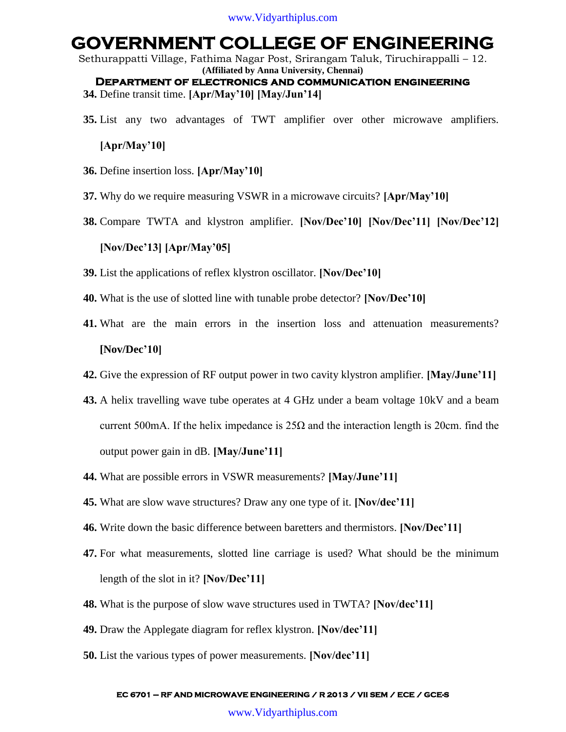34. Define transit time. **[Apr/May'10] [May/Jun'14]**

35. List any two advantages of TWT amplifier over other microwave amplifiers. **[Apr/May'10]**

36. Define insertion loss. **[Apr/May'10]**

37. Why do we require measuring VSWR in a microwave circuits? **[Apr/May'10]**

38. Compare TWTA and klystron amplifier. **[Nov/Dec'10] [Nov/Dec'11] [Nov/Dec'12] [Nov/Dec'13] [Apr/May'05]**

39. List the applications of reflex klystron oscillator. **[Nov/Dec'10]**

40. What is the use of slotted line with tunable probe detector? **[Nov/Dec'10]**

41. What are the main errors in the insertion loss and attenuation measurements? **[Nov/Dec'10]**

42. Give the expression of RF output power in two cavity klystron amplifier. **[May/June'11]**

43. A helix travelling wave tube operates at 4 GHz under a beam voltage 10kV and a beam current 500mA. If the helix impedance is 25Ω and the interaction length is 20cm. find the output power gain in dB. **[May/June'11]**

44. What are possible errors in VSWR measurements? **[May/June'11]**

45. What are slow wave structures? Draw any one type of it. **[Nov/dec'11]**

46. Write down the basic difference between baretters and thermistors. **[Nov/Dec'11]**

47. For what measurements, slotted line carriage is used? What should be the minimum length of the slot in it? **[Nov/Dec'11]**

48. What is the purpose of slow wave structures used in TWTA? **[Nov/dec'11]**

49. Draw the Applegate diagram for reflex klystron. **[Nov/dec'11]**

50. List the various types of power measurements. **[Nov/dec'11]**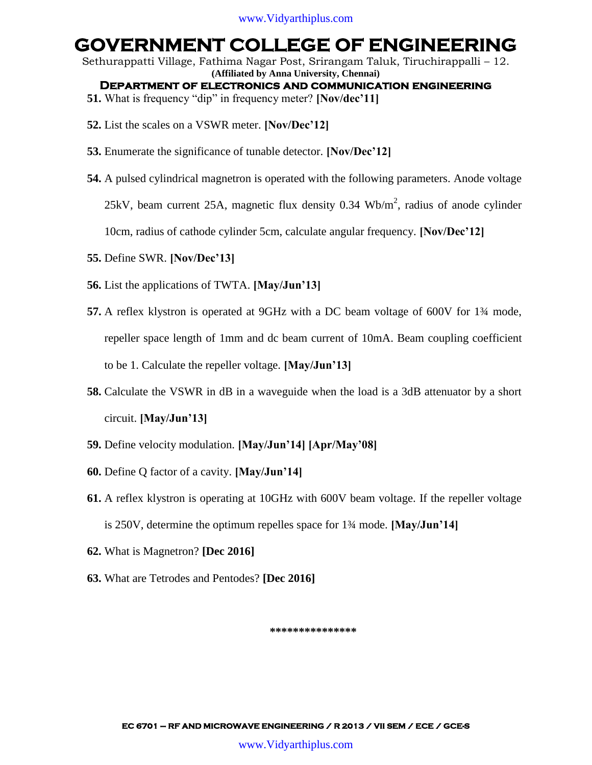51. What is frequency "dip" in frequency meter? **[Nov/dec'11]**

52. List the scales on a VSWR meter. **[Nov/Dec'12]**

53. Enumerate the significance of tunable detector. **[Nov/Dec'12]**

54. A pulsed cylindrical magnetron is operated with the following parameters. Anode voltage 25kV, beam current 25A, magnetic flux density 0.34 $Wb/m^2$, radius of anode cylinder 10cm, radius of cathode cylinder 5cm, calculate angular frequency. **[Nov/Dec'12]**

55. Define SWR. **[Nov/Dec'13]**

56. List the applications of TWTA. **[May/Jun'13]**

57. A reflex klystron is operated at 9GHz with a DC beam voltage of 600V for 1¾ mode, repeller space length of 1mm and dc beam current of 10mA. Beam coupling coefficient to be 1. Calculate the repeller voltage. **[May/Jun'13]**

58. Calculate the VSWR in dB in a waveguide when the load is a 3dB attenuator by a short circuit. **[May/Jun'13]**

59. Define velocity modulation. **[May/Jun'14] [Apr/May'08]**

60. Define Q factor of a cavity. **[May/Jun'14]**

61. A reflex klystron is operating at 10GHz with 600V beam voltage. If the repeller voltage is 250V, determine the optimum repelles space for 1¾ mode. **[May/Jun'14]**

62. What is Magnetron? **[Dec 2016]**

63. What are Tetrodes and Pentodes? **[Dec 2016]**

***************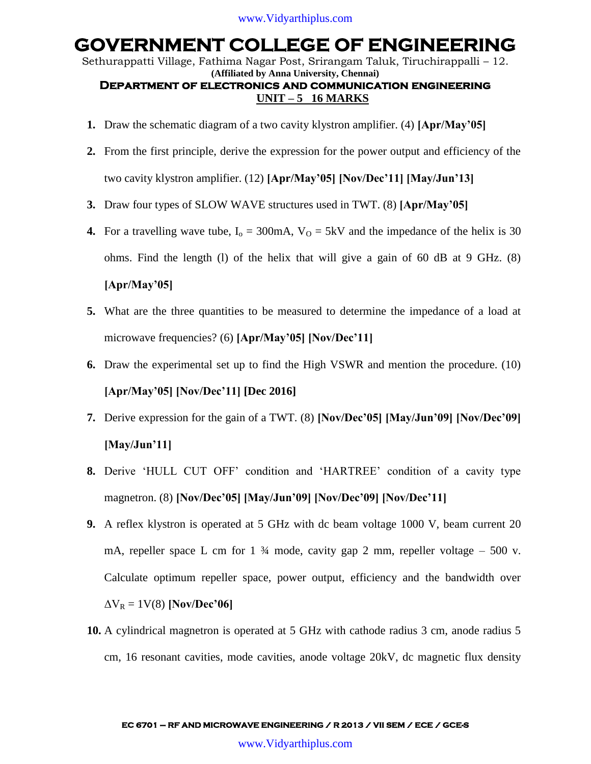# GOVERNMENT COLLEGE OF ENGINEERING

Sethurappatti Village, Fathima Nagar Post, Srirangam Taluk, Tiruchirappalli – 12.

**(Affiliated by Anna University, Chennai)**

## DEPARTMENT OF ELECTRONICS AND COMMUNICATION ENGINEERING

### UNIT – 5 16 MARKS

1. Draw the schematic diagram of a two cavity klystron amplifier. (4) **[Apr/May'05]**
2. From the first principle, derive the expression for the power output and efficiency of the two cavity klystron amplifier. (12) **[Apr/May'05] [Nov/Dec'11] [May/Jun'13]**
3. Draw four types of SLOW WAVE structures used in TWT. (8) **[Apr/May'05]**
4. For a travelling wave tube, $I_o$ = 300mA, $V_O$ = 5kV and the impedance of the helix is 30 ohms. Find the length (l) of the helix that will give a gain of 60 dB at 9 GHz. (8) **[Apr/May'05]**
5. What are the three quantities to be measured to determine the impedance of a load at microwave frequencies? (6) **[Apr/May'05] [Nov/Dec'11]**
6. Draw the experimental set up to find the High VSWR and mention the procedure. (10) **[Apr/May'05] [Nov/Dec'11] [Dec 2016]**
7. Derive expression for the gain of a TWT. (8) **[Nov/Dec'05] [May/Jun'09] [Nov/Dec'09] [May/Jun'11]**
8. Derive 'HULL CUT OFF' condition and 'HARTREE' condition of a cavity type magnetron. (8) **[Nov/Dec'05] [May/Jun'09] [Nov/Dec'09] [Nov/Dec'11]**
9. A reflex klystron is operated at 5 GHz with dc beam voltage 1000 V, beam current 20 mA, repeller space L cm for 1 ¾ mode, cavity gap 2 mm, repeller voltage – 500 v. Calculate optimum repeller space, power output, efficiency and the bandwidth over $\Delta V_R$ = 1V(8) **[Nov/Dec'06]**
10. A cylindrical magnetron is operated at 5 GHz with cathode radius 3 cm, anode radius 5 cm, 16 resonant cavities, mode cavities, anode voltage 20kV, dc magnetic flux density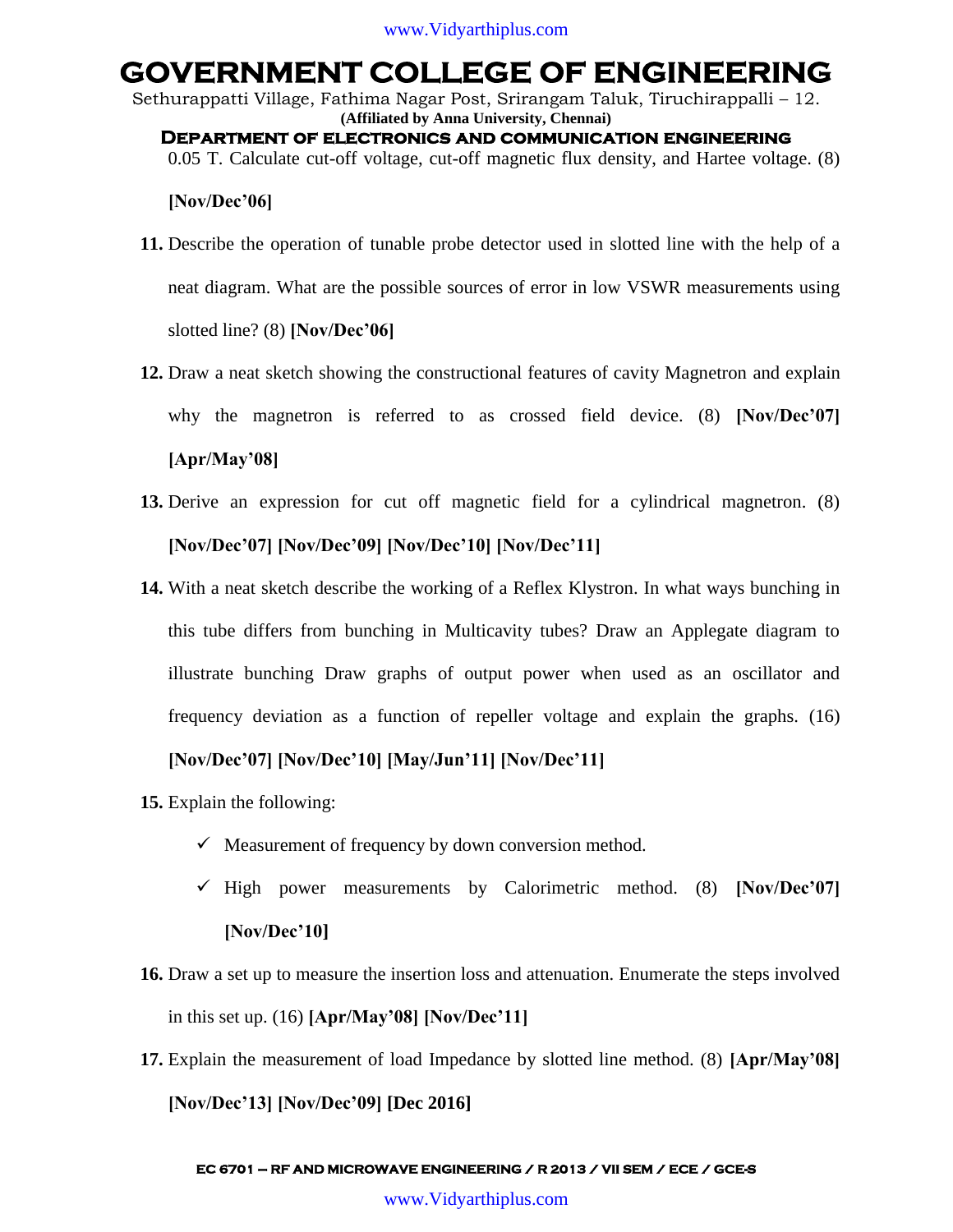0.05 T. Calculate cut-off voltage, cut-off magnetic flux density, and Hartee voltage. (8) **[Nov/Dec'06]**

11. Describe the operation of tunable probe detector used in slotted line with the help of a neat diagram. What are the possible sources of error in low VSWR measurements using slotted line? (8) **[Nov/Dec'06]**

12. Draw a neat sketch showing the constructional features of cavity Magnetron and explain why the magnetron is referred to as crossed field device. (8) **[Nov/Dec'07] [Apr/May'08]**

13. Derive an expression for cut off magnetic field for a cylindrical magnetron. (8) **[Nov/Dec'07] [Nov/Dec'09] [Nov/Dec'10] [Nov/Dec'11]**

14. With a neat sketch describe the working of a Reflex Klystron. In what ways bunching in this tube differs from bunching in Multicavity tubes? Draw an Applegate diagram to illustrate bunching Draw graphs of output power when used as an oscillator and frequency deviation as a function of repeller voltage and explain the graphs. (16) **[Nov/Dec'07] [Nov/Dec'10] [May/Jun'11] [Nov/Dec'11]**

15. Explain the following:
    - ✓ Measurement of frequency by down conversion method.
    - ✓ High power measurements by Calorimetric method. (8) **[Nov/Dec'07] [Nov/Dec'10]**

16. Draw a set up to measure the insertion loss and attenuation. Enumerate the steps involved in this set up. (16) **[Apr/May'08] [Nov/Dec'11]**

17. Explain the measurement of load Impedance by slotted line method. (8) **[Apr/May'08] [Nov/Dec'13] [Nov/Dec'09] [Dec 2016]**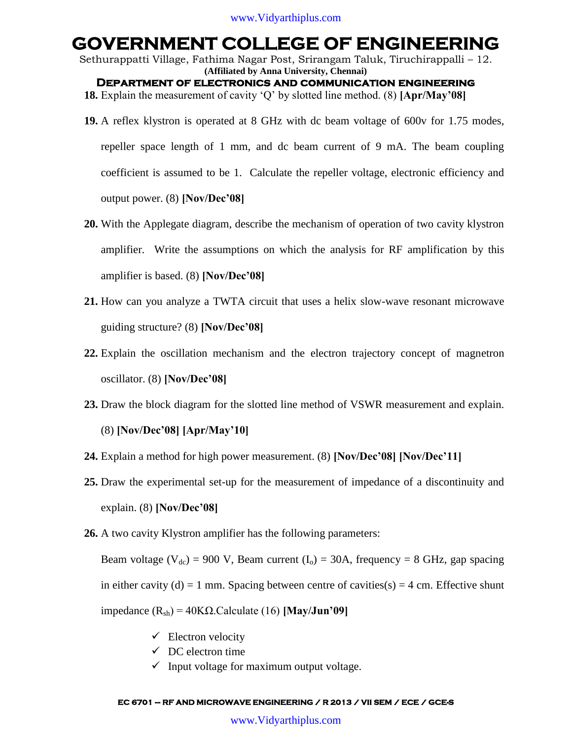**18.** Explain the measurement of cavity 'Q' by slotted line method. (8) **[Apr/May'08]**

**19.** A reflex klystron is operated at 8 GHz with dc beam voltage of 600v for 1.75 modes, repeller space length of 1 mm, and dc beam current of 9 mA. The beam coupling coefficient is assumed to be 1. Calculate the repeller voltage, electronic efficiency and output power. (8) **[Nov/Dec'08]**

**20.** With the Applegate diagram, describe the mechanism of operation of two cavity klystron amplifier. Write the assumptions on which the analysis for RF amplification by this amplifier is based. (8) **[Nov/Dec'08]**

**21.** How can you analyze a TWTA circuit that uses a helix slow-wave resonant microwave guiding structure? (8) **[Nov/Dec'08]**

**22.** Explain the oscillation mechanism and the electron trajectory concept of magnetron oscillator. (8) **[Nov/Dec'08]**

**23.** Draw the block diagram for the slotted line method of VSWR measurement and explain. (8) **[Nov/Dec'08] [Apr/May'10]**

**24.** Explain a method for high power measurement. (8) **[Nov/Dec'08] [Nov/Dec'11]**

**25.** Draw the experimental set-up for the measurement of impedance of a discontinuity and explain. (8) **[Nov/Dec'08]**

**26.** A two cavity Klystron amplifier has the following parameters:

Beam voltage ($V_{dc}$) = 900 V, Beam current ($I_o$) = 30A, frequency = 8 GHz, gap spacing in either cavity (d) = 1 mm. Spacing between centre of cavities(s) = 4 cm. Effective shunt impedance ($R_{sh}$) = 40KΩ.Calculate (16) **[May/Jun'09]**

- ✓ Electron velocity
- ✓ DC electron time
- ✓ Input voltage for maximum output voltage.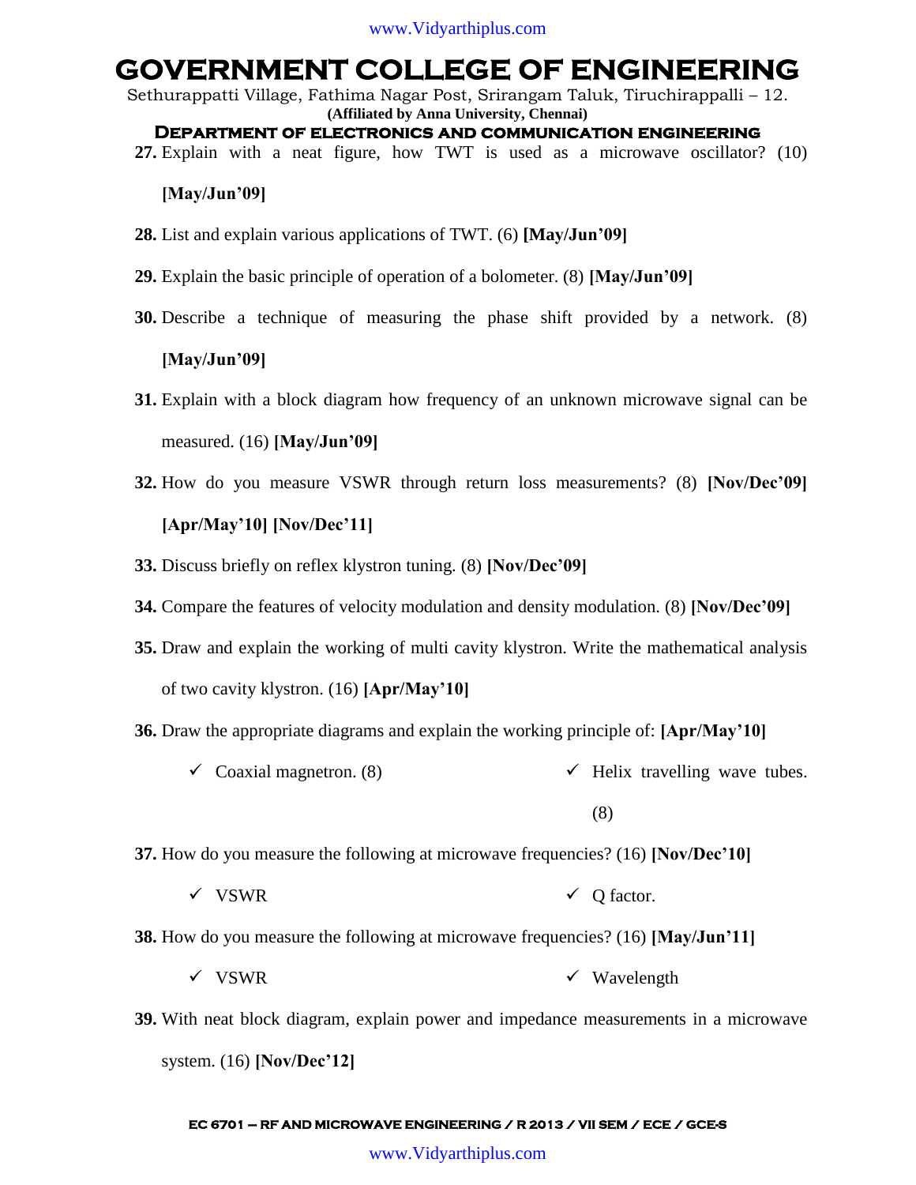27. Explain with a neat figure, how TWT is used as a microwave oscillator? (10) **[May/Jun'09]**

28. List and explain various applications of TWT. (6) **[May/Jun'09]**

29. Explain the basic principle of operation of a bolometer. (8) **[May/Jun'09]**

30. Describe a technique of measuring the phase shift provided by a network. (8) **[May/Jun'09]**

31. Explain with a block diagram how frequency of an unknown microwave signal can be measured. (16) **[May/Jun'09]**

32. How do you measure VSWR through return loss measurements? (8) **[Nov/Dec'09] [Apr/May'10] [Nov/Dec'11]**

33. Discuss briefly on reflex klystron tuning. (8) **[Nov/Dec'09]**

34. Compare the features of velocity modulation and density modulation. (8) **[Nov/Dec'09]**

35. Draw and explain the working of multi cavity klystron. Write the mathematical analysis of two cavity klystron. (16) **[Apr/May'10]**

36. Draw the appropriate diagrams and explain the working principle of: **[Apr/May'10]**
    - ✓ Coaxial magnetron. (8)
    - ✓ Helix travelling wave tubes. (8)

37. How do you measure the following at microwave frequencies? (16) **[Nov/Dec'10]**
    - ✓ VSWR
    - ✓ Q factor.

38. How do you measure the following at microwave frequencies? (16) **[May/Jun'11]**
    - ✓ VSWR
    - ✓ Wavelength

39. With neat block diagram, explain power and impedance measurements in a microwave system. (16) **[Nov/Dec'12]**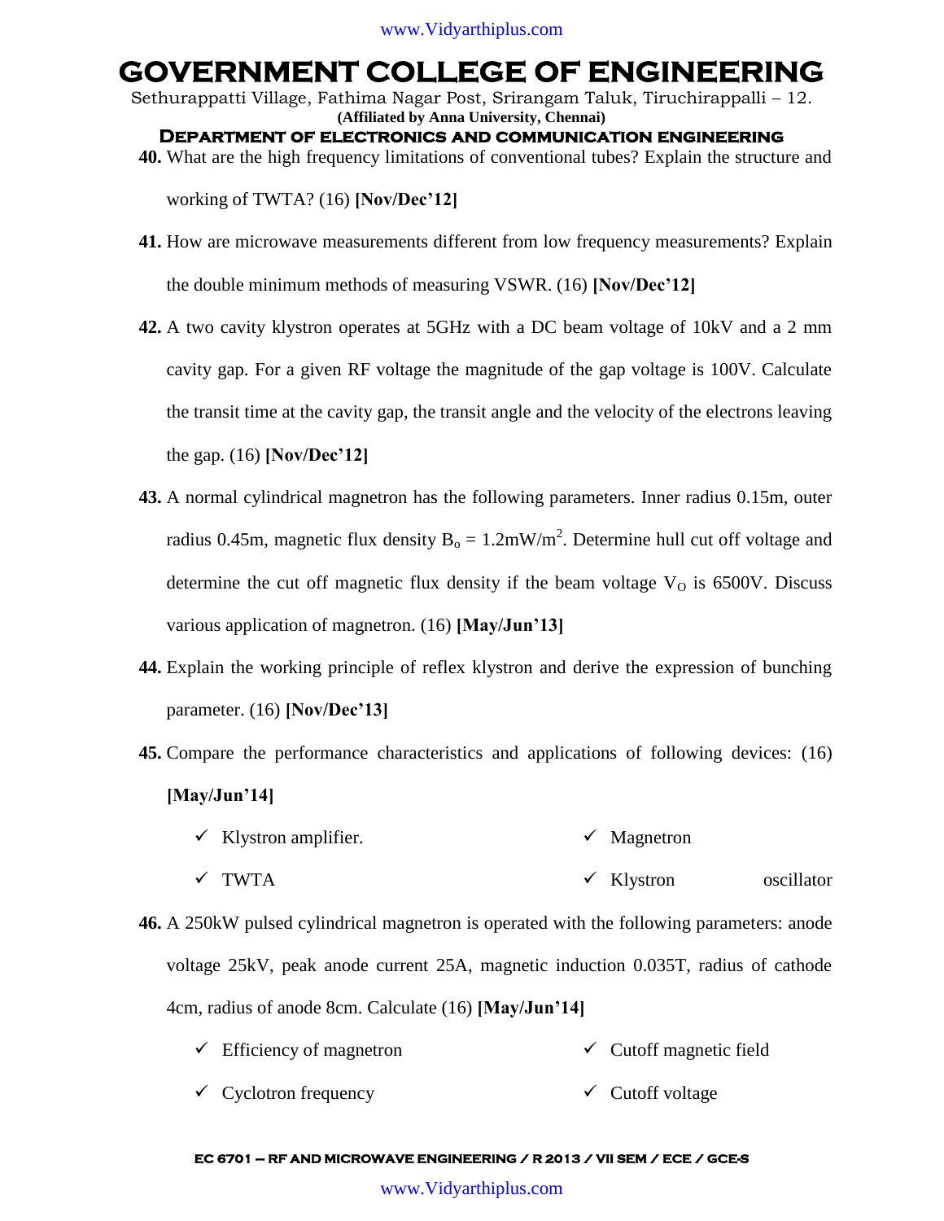**40.** What are the high frequency limitations of conventional tubes? Explain the structure and working of TWTA? (16) **[Nov/Dec'12]**

**41.** How are microwave measurements different from low frequency measurements? Explain the double minimum methods of measuring VSWR. (16) **[Nov/Dec'12]**

**42.** A two cavity klystron operates at 5GHz with a DC beam voltage of 10kV and a 2 mm cavity gap. For a given RF voltage the magnitude of the gap voltage is 100V. Calculate the transit time at the cavity gap, the transit angle and the velocity of the electrons leaving the gap. (16) **[Nov/Dec'12]**

**43.** A normal cylindrical magnetron has the following parameters. Inner radius 0.15m, outer radius 0.45m, magnetic flux density $B_o = 1.2mW/m^2$. Determine hull cut off voltage and determine the cut off magnetic flux density if the beam voltage $V_O$ is 6500V. Discuss various application of magnetron. (16) **[May/Jun'13]**

**44.** Explain the working principle of reflex klystron and derive the expression of bunching parameter. (16) **[Nov/Dec'13]**

**45.** Compare the performance characteristics and applications of following devices: (16) **[May/Jun'14]**

- ✓ Klystron amplifier.
- ✓ Magnetron
- ✓ TWTA
- ✓ Klystron oscillator

**46.** A 250kW pulsed cylindrical magnetron is operated with the following parameters: anode voltage 25kV, peak anode current 25A, magnetic induction 0.035T, radius of cathode 4cm, radius of anode 8cm. Calculate (16) **[May/Jun'14]**

- ✓ Efficiency of magnetron
- ✓ Cutoff magnetic field
- ✓ Cyclotron frequency
- ✓ Cutoff voltage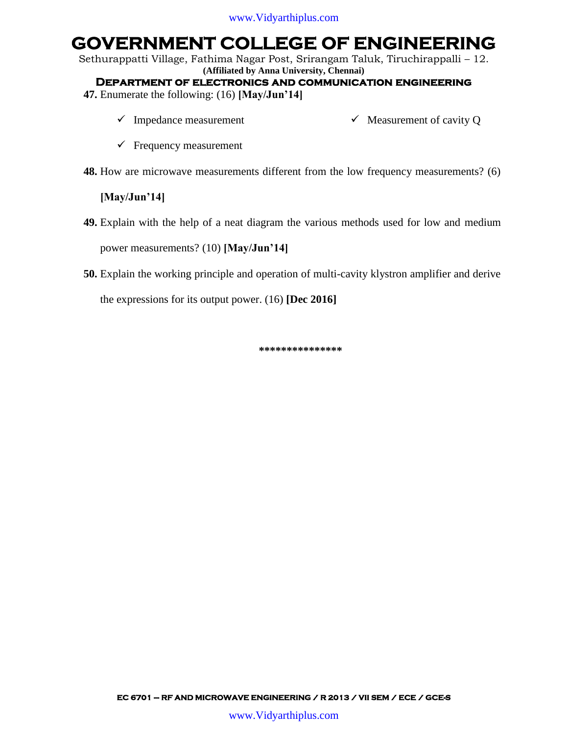**47.** Enumerate the following: (16) **[May/Jun'14]**

- ✓ Impedance measurement
- ✓ Measurement of cavity Q
- ✓ Frequency measurement

**48.** How are microwave measurements different from the low frequency measurements? (6) **[May/Jun'14]**

**49.** Explain with the help of a neat diagram the various methods used for low and medium power measurements? (10) **[May/Jun'14]**

**50.** Explain the working principle and operation of multi-cavity klystron amplifier and derive the expressions for its output power. (16) **[Dec 2016]**

***************